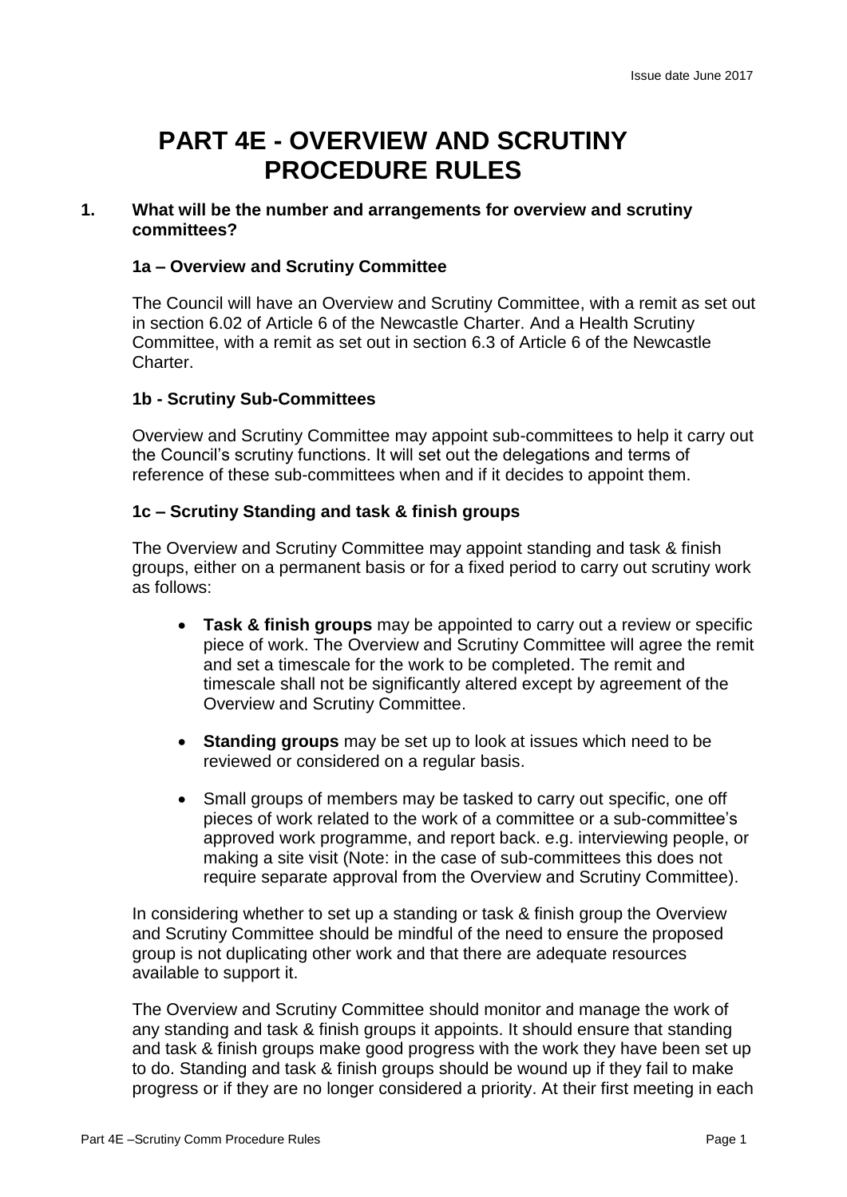# PART 4E - OVERVIEW AND SCRUTINY PROCEDURE RULES

## 1. What will be the number and arrangements for overview and scrutiny committees?

### 1a – Overview and Scrutiny Committee

The Council will have an Overview and Scrutiny Committee, with a remit as set out in section 6.02 of Article 6 of the Newcastle Charter. And a Health Scrutiny Committee, with a remit as set out in section 6.3 of Article 6 of the Newcastle Charter.

### 1b - Scrutiny Sub-Committees

Overview and Scrutiny Committee may appoint sub-committees to help it carry out the Council's scrutiny functions. It will set out the delegations and terms of reference of these sub-committees when and if it decides to appoint them.

### 1c – Scrutiny Standing and task & finish groups

The Overview and Scrutiny Committee may appoint standing and task & finish groups, either on a permanent basis or for a fixed period to carry out scrutiny work as follows:

- **Task & finish groups** may be appointed to carry out a review or specific piece of work. The Overview and Scrutiny Committee will agree the remit and set a timescale for the work to be completed. The remit and timescale shall not be significantly altered except by agreement of the Overview and Scrutiny Committee.
- **Standing groups** may be set up to look at issues which need to be reviewed or considered on a regular basis.
- Small groups of members may be tasked to carry out specific, one off pieces of work related to the work of a committee or a sub-committee's approved work programme, and report back. e.g. interviewing people, or making a site visit (Note: in the case of sub-committees this does not require separate approval from the Overview and Scrutiny Committee).

In considering whether to set up a standing or task & finish group the Overview and Scrutiny Committee should be mindful of the need to ensure the proposed group is not duplicating other work and that there are adequate resources available to support it.

The Overview and Scrutiny Committee should monitor and manage the work of any standing and task & finish groups it appoints. It should ensure that standing and task & finish groups make good progress with the work they have been set up to do. Standing and task & finish groups should be wound up if they fail to make progress or if they are no longer considered a priority. At their first meeting in each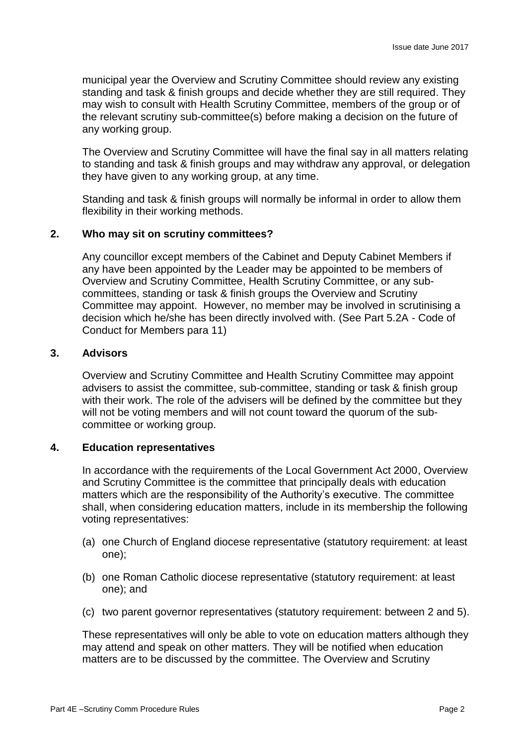municipal year the Overview and Scrutiny Committee should review any existing standing and task & finish groups and decide whether they are still required. They may wish to consult with Health Scrutiny Committee, members of the group or of the relevant scrutiny sub-committee(s) before making a decision on the future of any working group.

The Overview and Scrutiny Committee will have the final say in all matters relating to standing and task & finish groups and may withdraw any approval, or delegation they have given to any working group, at any time.

Standing and task & finish groups will normally be informal in order to allow them flexibility in their working methods.

## 2. Who may sit on scrutiny committees?

Any councillor except members of the Cabinet and Deputy Cabinet Members if any have been appointed by the Leader may be appointed to be members of Overview and Scrutiny Committee, Health Scrutiny Committee, or any sub-committees, standing or task & finish groups the Overview and Scrutiny Committee may appoint. However, no member may be involved in scrutinising a decision which he/she has been directly involved with. (See Part 5.2A - Code of Conduct for Members para 11)

## 3. Advisors

Overview and Scrutiny Committee and Health Scrutiny Committee may appoint advisers to assist the committee, sub-committee, standing or task & finish group with their work. The role of the advisers will be defined by the committee but they will not be voting members and will not count toward the quorum of the sub-committee or working group.

## 4. Education representatives

In accordance with the requirements of the Local Government Act 2000, Overview and Scrutiny Committee is the committee that principally deals with education matters which are the responsibility of the Authority's executive. The committee shall, when considering education matters, include in its membership the following voting representatives:

(a) one Church of England diocese representative (statutory requirement: at least one);

(b) one Roman Catholic diocese representative (statutory requirement: at least one); and

(c) two parent governor representatives (statutory requirement: between 2 and 5).

These representatives will only be able to vote on education matters although they may attend and speak on other matters. They will be notified when education matters are to be discussed by the committee. The Overview and Scrutiny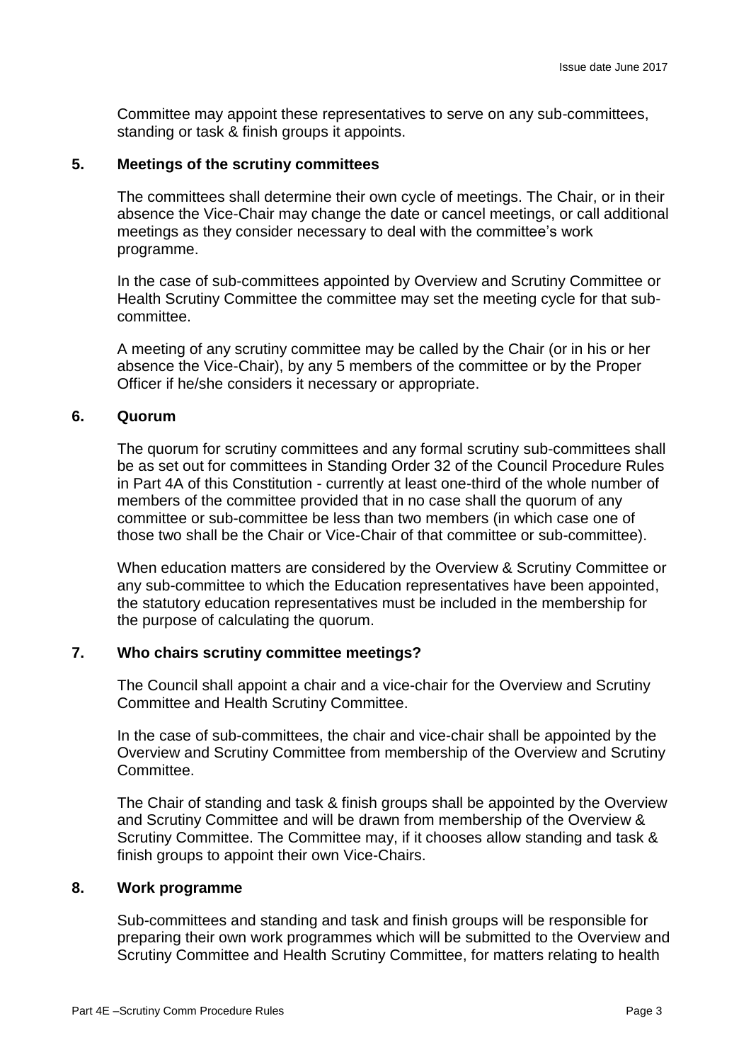Committee may appoint these representatives to serve on any sub-committees, standing or task & finish groups it appoints.

## 5. Meetings of the scrutiny committees

The committees shall determine their own cycle of meetings. The Chair, or in their absence the Vice-Chair may change the date or cancel meetings, or call additional meetings as they consider necessary to deal with the committee's work programme.

In the case of sub-committees appointed by Overview and Scrutiny Committee or Health Scrutiny Committee the committee may set the meeting cycle for that sub-committee.

A meeting of any scrutiny committee may be called by the Chair (or in his or her absence the Vice-Chair), by any 5 members of the committee or by the Proper Officer if he/she considers it necessary or appropriate.

## 6. Quorum

The quorum for scrutiny committees and any formal scrutiny sub-committees shall be as set out for committees in Standing Order 32 of the Council Procedure Rules in Part 4A of this Constitution - currently at least one-third of the whole number of members of the committee provided that in no case shall the quorum of any committee or sub-committee be less than two members (in which case one of those two shall be the Chair or Vice-Chair of that committee or sub-committee).

When education matters are considered by the Overview & Scrutiny Committee or any sub-committee to which the Education representatives have been appointed, the statutory education representatives must be included in the membership for the purpose of calculating the quorum.

## 7. Who chairs scrutiny committee meetings?

The Council shall appoint a chair and a vice-chair for the Overview and Scrutiny Committee and Health Scrutiny Committee.

In the case of sub-committees, the chair and vice-chair shall be appointed by the Overview and Scrutiny Committee from membership of the Overview and Scrutiny Committee.

The Chair of standing and task & finish groups shall be appointed by the Overview and Scrutiny Committee and will be drawn from membership of the Overview & Scrutiny Committee. The Committee may, if it chooses allow standing and task & finish groups to appoint their own Vice-Chairs.

## 8. Work programme

Sub-committees and standing and task and finish groups will be responsible for preparing their own work programmes which will be submitted to the Overview and Scrutiny Committee and Health Scrutiny Committee, for matters relating to health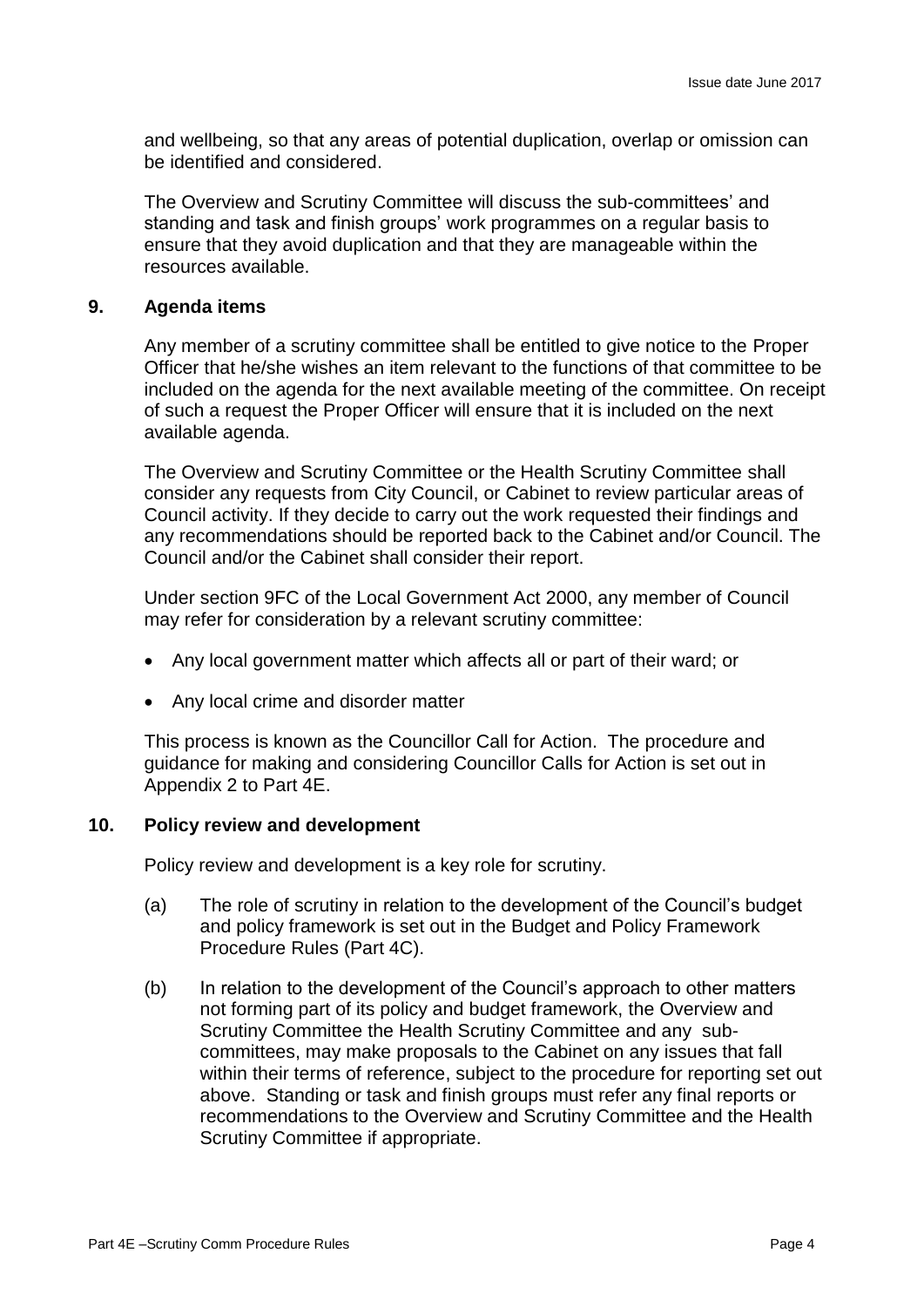and wellbeing, so that any areas of potential duplication, overlap or omission can be identified and considered.

The Overview and Scrutiny Committee will discuss the sub-committees' and standing and task and finish groups' work programmes on a regular basis to ensure that they avoid duplication and that they are manageable within the resources available.

## 9. Agenda items

Any member of a scrutiny committee shall be entitled to give notice to the Proper Officer that he/she wishes an item relevant to the functions of that committee to be included on the agenda for the next available meeting of the committee. On receipt of such a request the Proper Officer will ensure that it is included on the next available agenda.

The Overview and Scrutiny Committee or the Health Scrutiny Committee shall consider any requests from City Council, or Cabinet to review particular areas of Council activity. If they decide to carry out the work requested their findings and any recommendations should be reported back to the Cabinet and/or Council. The Council and/or the Cabinet shall consider their report.

Under section 9FC of the Local Government Act 2000, any member of Council may refer for consideration by a relevant scrutiny committee:

- Any local government matter which affects all or part of their ward; or
- Any local crime and disorder matter

This process is known as the Councillor Call for Action. The procedure and guidance for making and considering Councillor Calls for Action is set out in Appendix 2 to Part 4E.

## 10. Policy review and development

Policy review and development is a key role for scrutiny.

(a) The role of scrutiny in relation to the development of the Council's budget and policy framework is set out in the Budget and Policy Framework Procedure Rules (Part 4C).

(b) In relation to the development of the Council's approach to other matters not forming part of its policy and budget framework, the Overview and Scrutiny Committee the Health Scrutiny Committee and any sub-committees, may make proposals to the Cabinet on any issues that fall within their terms of reference, subject to the procedure for reporting set out above. Standing or task and finish groups must refer any final reports or recommendations to the Overview and Scrutiny Committee and the Health Scrutiny Committee if appropriate.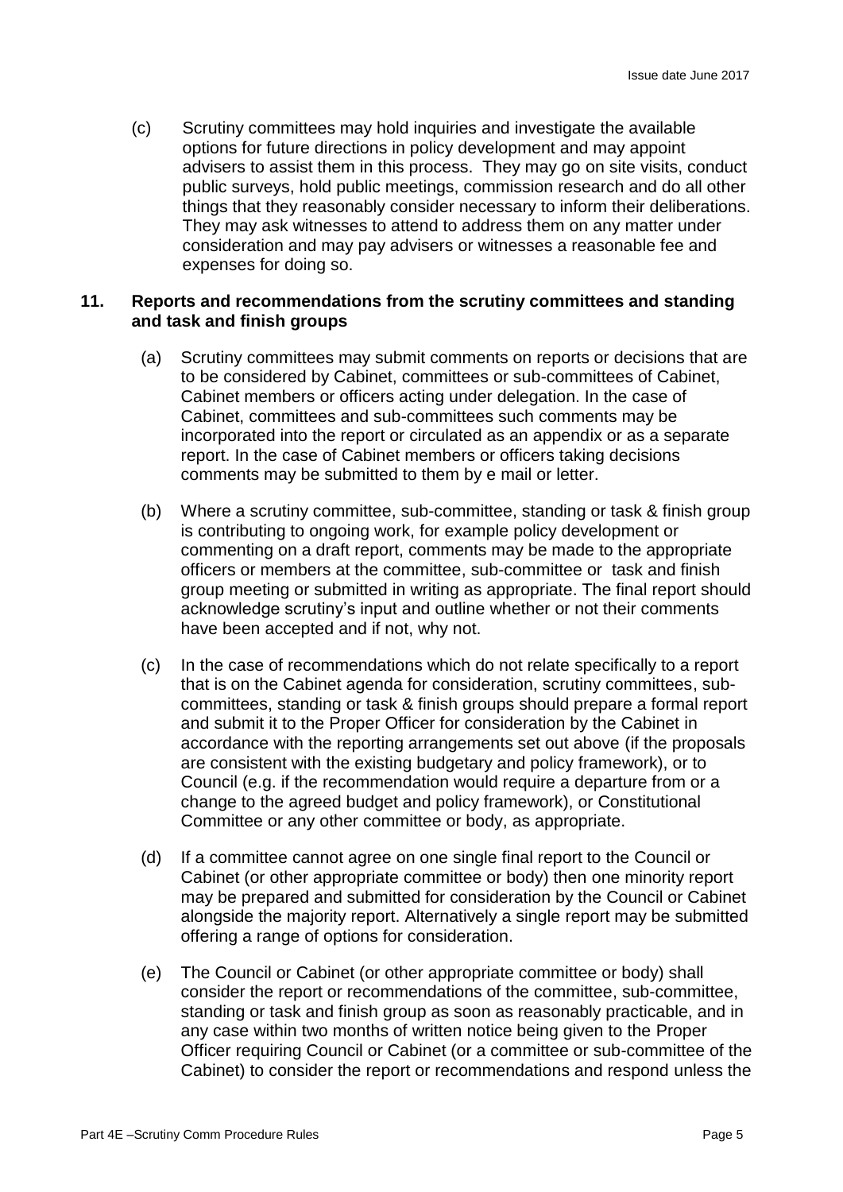(c) Scrutiny committees may hold inquiries and investigate the available options for future directions in policy development and may appoint advisers to assist them in this process. They may go on site visits, conduct public surveys, hold public meetings, commission research and do all other things that they reasonably consider necessary to inform their deliberations. They may ask witnesses to attend to address them on any matter under consideration and may pay advisers or witnesses a reasonable fee and expenses for doing so.

## 11. Reports and recommendations from the scrutiny committees and standing and task and finish groups

(a) Scrutiny committees may submit comments on reports or decisions that are to be considered by Cabinet, committees or sub-committees of Cabinet, Cabinet members or officers acting under delegation. In the case of Cabinet, committees and sub-committees such comments may be incorporated into the report or circulated as an appendix or as a separate report. In the case of Cabinet members or officers taking decisions comments may be submitted to them by e mail or letter.

(b) Where a scrutiny committee, sub-committee, standing or task & finish group is contributing to ongoing work, for example policy development or commenting on a draft report, comments may be made to the appropriate officers or members at the committee, sub-committee or task and finish group meeting or submitted in writing as appropriate. The final report should acknowledge scrutiny's input and outline whether or not their comments have been accepted and if not, why not.

(c) In the case of recommendations which do not relate specifically to a report that is on the Cabinet agenda for consideration, scrutiny committees, sub-committees, standing or task & finish groups should prepare a formal report and submit it to the Proper Officer for consideration by the Cabinet in accordance with the reporting arrangements set out above (if the proposals are consistent with the existing budgetary and policy framework), or to Council (e.g. if the recommendation would require a departure from or a change to the agreed budget and policy framework), or Constitutional Committee or any other committee or body, as appropriate.

(d) If a committee cannot agree on one single final report to the Council or Cabinet (or other appropriate committee or body) then one minority report may be prepared and submitted for consideration by the Council or Cabinet alongside the majority report. Alternatively a single report may be submitted offering a range of options for consideration.

(e) The Council or Cabinet (or other appropriate committee or body) shall consider the report or recommendations of the committee, sub-committee, standing or task and finish group as soon as reasonably practicable, and in any case within two months of written notice being given to the Proper Officer requiring Council or Cabinet (or a committee or sub-committee of the Cabinet) to consider the report or recommendations and respond unless the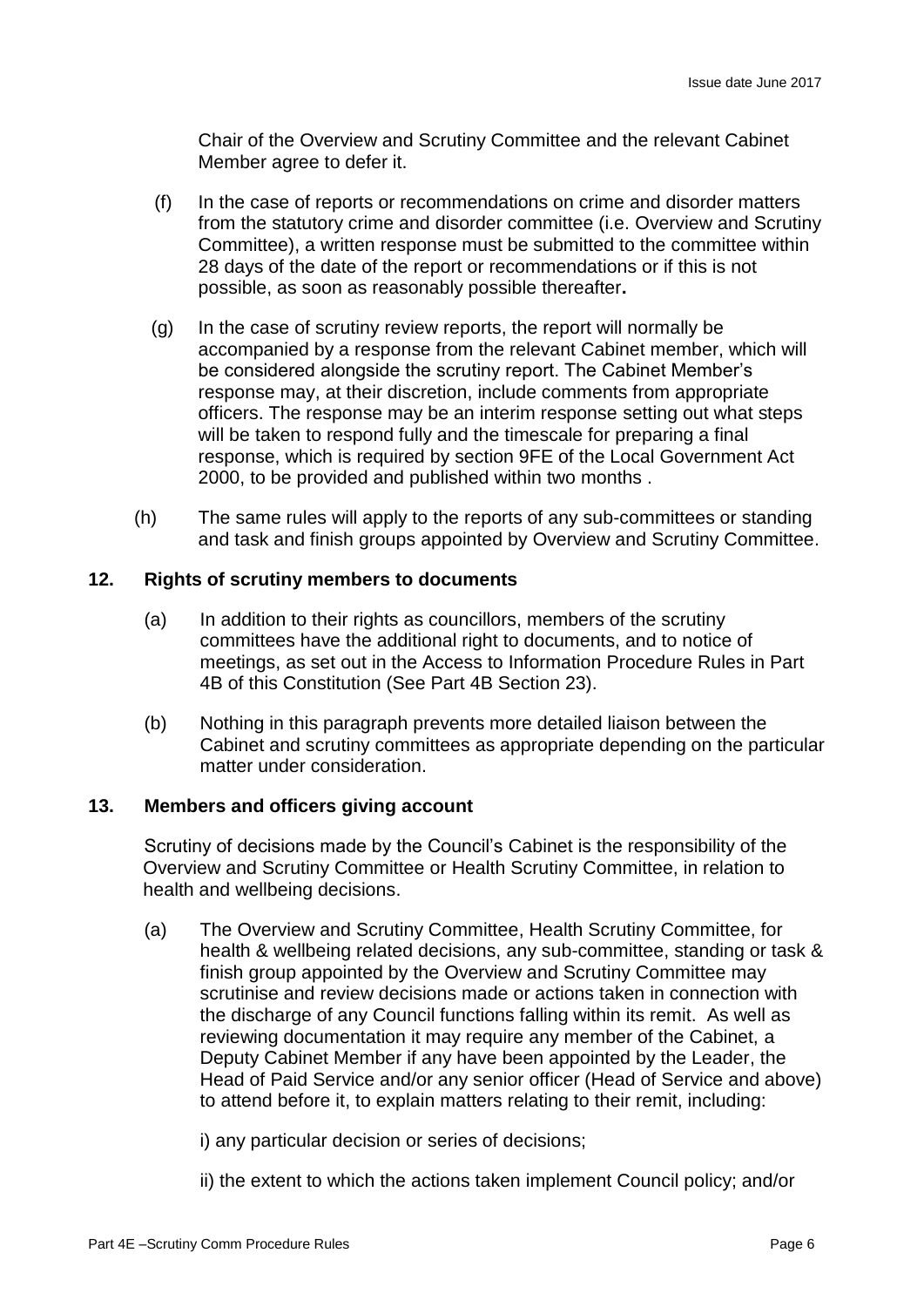Chair of the Overview and Scrutiny Committee and the relevant Cabinet Member agree to defer it.

(f) In the case of reports or recommendations on crime and disorder matters from the statutory crime and disorder committee (i.e. Overview and Scrutiny Committee), a written response must be submitted to the committee within 28 days of the date of the report or recommendations or if this is not possible, as soon as reasonably possible thereafter**.**

(g) In the case of scrutiny review reports, the report will normally be accompanied by a response from the relevant Cabinet member, which will be considered alongside the scrutiny report. The Cabinet Member's response may, at their discretion, include comments from appropriate officers. The response may be an interim response setting out what steps will be taken to respond fully and the timescale for preparing a final response, which is required by section 9FE of the Local Government Act 2000, to be provided and published within two months .

(h) The same rules will apply to the reports of any sub-committees or standing and task and finish groups appointed by Overview and Scrutiny Committee.

## 12. Rights of scrutiny members to documents

(a) In addition to their rights as councillors, members of the scrutiny committees have the additional right to documents, and to notice of meetings, as set out in the Access to Information Procedure Rules in Part 4B of this Constitution (See Part 4B Section 23).

(b) Nothing in this paragraph prevents more detailed liaison between the Cabinet and scrutiny committees as appropriate depending on the particular matter under consideration.

## 13. Members and officers giving account

Scrutiny of decisions made by the Council's Cabinet is the responsibility of the Overview and Scrutiny Committee or Health Scrutiny Committee, in relation to health and wellbeing decisions.

(a) The Overview and Scrutiny Committee, Health Scrutiny Committee, for health & wellbeing related decisions, any sub-committee, standing or task & finish group appointed by the Overview and Scrutiny Committee may scrutinise and review decisions made or actions taken in connection with the discharge of any Council functions falling within its remit. As well as reviewing documentation it may require any member of the Cabinet, a Deputy Cabinet Member if any have been appointed by the Leader, the Head of Paid Service and/or any senior officer (Head of Service and above) to attend before it, to explain matters relating to their remit, including:

i) any particular decision or series of decisions;

ii) the extent to which the actions taken implement Council policy; and/or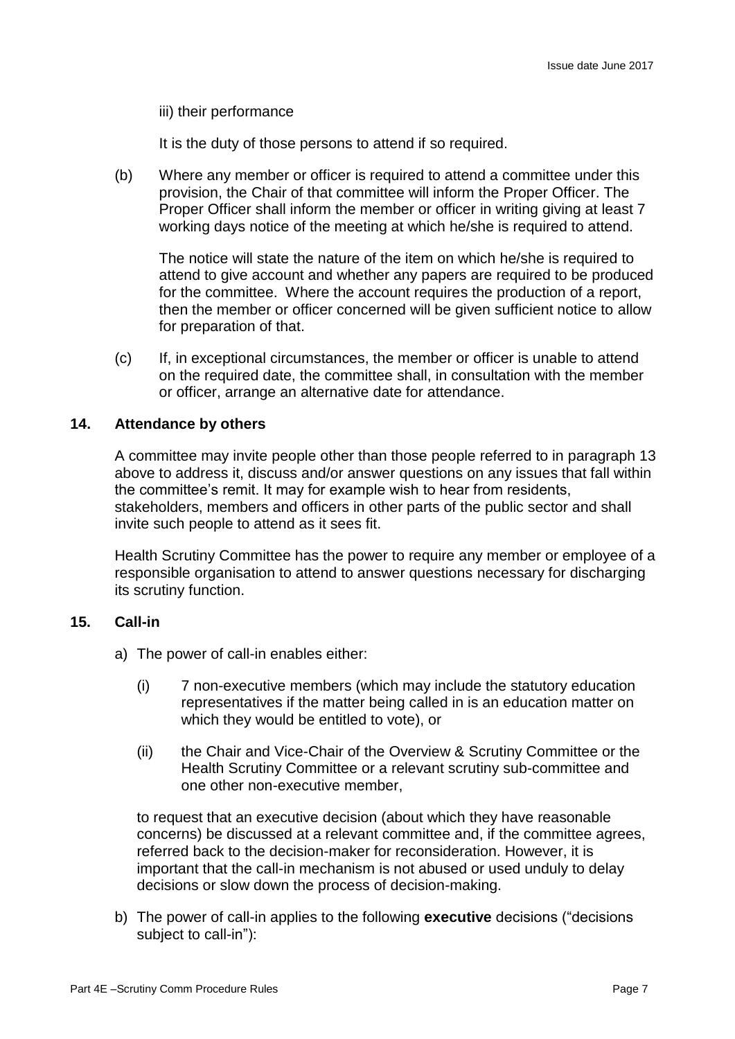iii) their performance

It is the duty of those persons to attend if so required.

(b) Where any member or officer is required to attend a committee under this provision, the Chair of that committee will inform the Proper Officer. The Proper Officer shall inform the member or officer in writing giving at least 7 working days notice of the meeting at which he/she is required to attend.

The notice will state the nature of the item on which he/she is required to attend to give account and whether any papers are required to be produced for the committee. Where the account requires the production of a report, then the member or officer concerned will be given sufficient notice to allow for preparation of that.

(c) If, in exceptional circumstances, the member or officer is unable to attend on the required date, the committee shall, in consultation with the member or officer, arrange an alternative date for attendance.

## 14. Attendance by others

A committee may invite people other than those people referred to in paragraph 13 above to address it, discuss and/or answer questions on any issues that fall within the committee's remit. It may for example wish to hear from residents, stakeholders, members and officers in other parts of the public sector and shall invite such people to attend as it sees fit.

Health Scrutiny Committee has the power to require any member or employee of a responsible organisation to attend to answer questions necessary for discharging its scrutiny function.

## 15. Call-in

a) The power of call-in enables either:

(i) 7 non-executive members (which may include the statutory education representatives if the matter being called in is an education matter on which they would be entitled to vote), or

(ii) the Chair and Vice-Chair of the Overview & Scrutiny Committee or the Health Scrutiny Committee or a relevant scrutiny sub-committee and one other non-executive member,

to request that an executive decision (about which they have reasonable concerns) be discussed at a relevant committee and, if the committee agrees, referred back to the decision-maker for reconsideration. However, it is important that the call-in mechanism is not abused or used unduly to delay decisions or slow down the process of decision-making.

b) The power of call-in applies to the following **executive** decisions ("decisions subject to call-in"):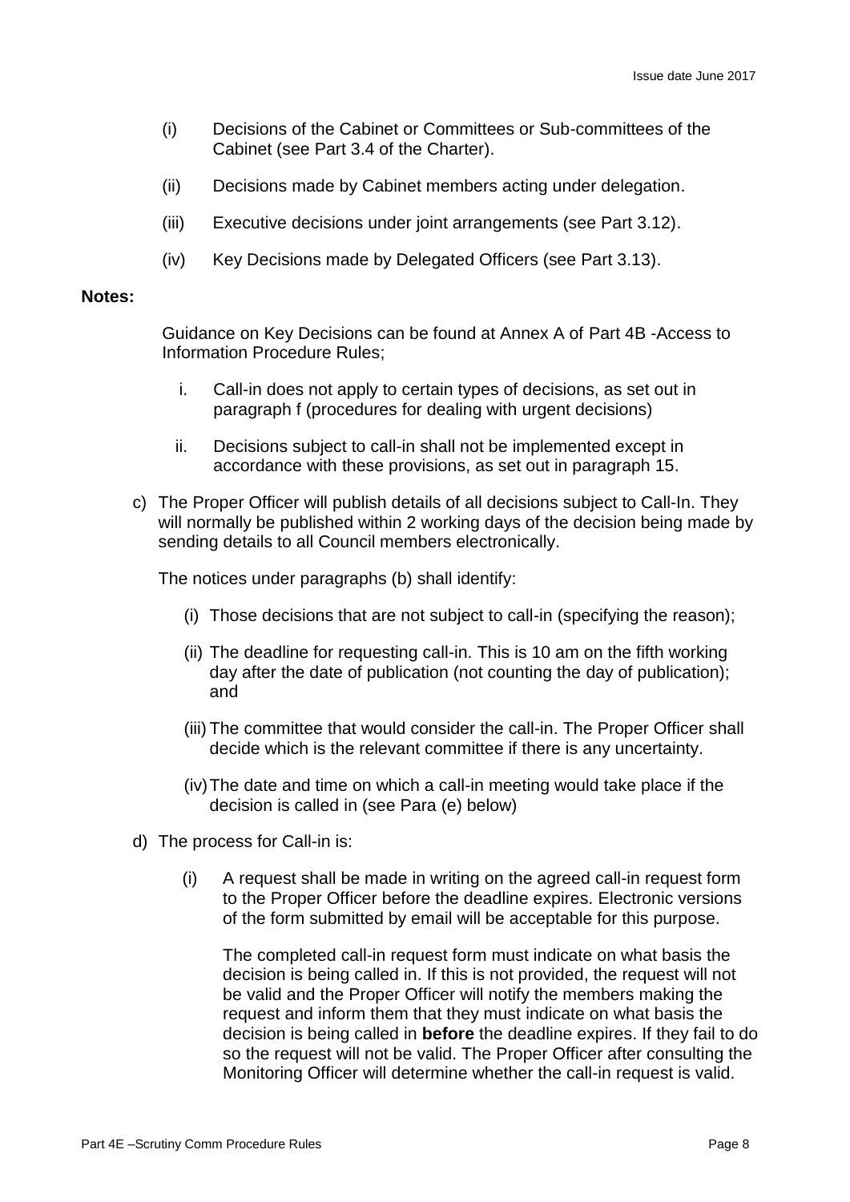(i) Decisions of the Cabinet or Committees or Sub-committees of the Cabinet (see Part 3.4 of the Charter).

(ii) Decisions made by Cabinet members acting under delegation.

(iii) Executive decisions under joint arrangements (see Part 3.12).

(iv) Key Decisions made by Delegated Officers (see Part 3.13).

**Notes:**

Guidance on Key Decisions can be found at Annex A of Part 4B -Access to Information Procedure Rules;

i. Call-in does not apply to certain types of decisions, as set out in paragraph f (procedures for dealing with urgent decisions)

ii. Decisions subject to call-in shall not be implemented except in accordance with these provisions, as set out in paragraph 15.

c) The Proper Officer will publish details of all decisions subject to Call-In. They will normally be published within 2 working days of the decision being made by sending details to all Council members electronically.

The notices under paragraphs (b) shall identify:

(i) Those decisions that are not subject to call-in (specifying the reason);

(ii) The deadline for requesting call-in. This is 10 am on the fifth working day after the date of publication (not counting the day of publication); and

(iii) The committee that would consider the call-in. The Proper Officer shall decide which is the relevant committee if there is any uncertainty.

(iv) The date and time on which a call-in meeting would take place if the decision is called in (see Para (e) below)

d) The process for Call-in is:

(i) A request shall be made in writing on the agreed call-in request form to the Proper Officer before the deadline expires. Electronic versions of the form submitted by email will be acceptable for this purpose.

The completed call-in request form must indicate on what basis the decision is being called in. If this is not provided, the request will not be valid and the Proper Officer will notify the members making the request and inform them that they must indicate on what basis the decision is being called in **before** the deadline expires. If they fail to do so the request will not be valid. The Proper Officer after consulting the Monitoring Officer will determine whether the call-in request is valid.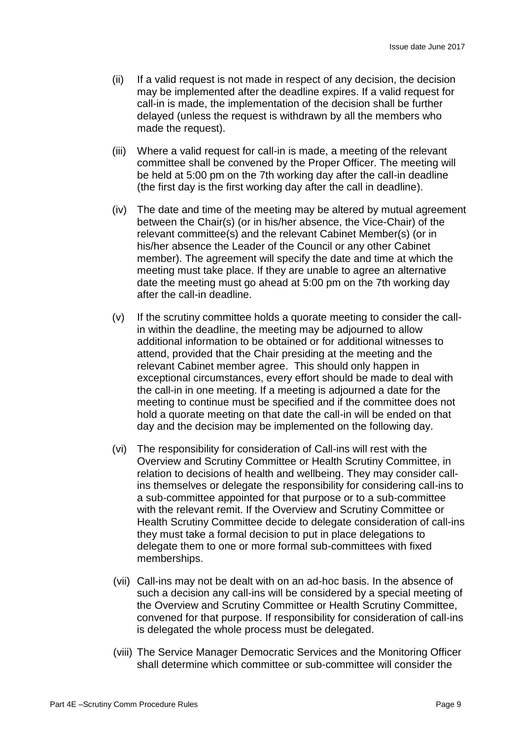(ii) If a valid request is not made in respect of any decision, the decision may be implemented after the deadline expires. If a valid request for call-in is made, the implementation of the decision shall be further delayed (unless the request is withdrawn by all the members who made the request).

(iii) Where a valid request for call-in is made, a meeting of the relevant committee shall be convened by the Proper Officer. The meeting will be held at 5:00 pm on the 7th working day after the call-in deadline (the first day is the first working day after the call in deadline).

(iv) The date and time of the meeting may be altered by mutual agreement between the Chair(s) (or in his/her absence, the Vice-Chair) of the relevant committee(s) and the relevant Cabinet Member(s) (or in his/her absence the Leader of the Council or any other Cabinet member). The agreement will specify the date and time at which the meeting must take place. If they are unable to agree an alternative date the meeting must go ahead at 5:00 pm on the 7th working day after the call-in deadline.

(v) If the scrutiny committee holds a quorate meeting to consider the call-in within the deadline, the meeting may be adjourned to allow additional information to be obtained or for additional witnesses to attend, provided that the Chair presiding at the meeting and the relevant Cabinet member agree. This should only happen in exceptional circumstances, every effort should be made to deal with the call-in in one meeting. If a meeting is adjourned a date for the meeting to continue must be specified and if the committee does not hold a quorate meeting on that date the call-in will be ended on that day and the decision may be implemented on the following day.

(vi) The responsibility for consideration of Call-ins will rest with the Overview and Scrutiny Committee or Health Scrutiny Committee, in relation to decisions of health and wellbeing. They may consider call-ins themselves or delegate the responsibility for considering call-ins to a sub-committee appointed for that purpose or to a sub-committee with the relevant remit. If the Overview and Scrutiny Committee or Health Scrutiny Committee decide to delegate consideration of call-ins they must take a formal decision to put in place delegations to delegate them to one or more formal sub-committees with fixed memberships.

(vii) Call-ins may not be dealt with on an ad-hoc basis. In the absence of such a decision any call-ins will be considered by a special meeting of the Overview and Scrutiny Committee or Health Scrutiny Committee, convened for that purpose. If responsibility for consideration of call-ins is delegated the whole process must be delegated.

(viii) The Service Manager Democratic Services and the Monitoring Officer shall determine which committee or sub-committee will consider the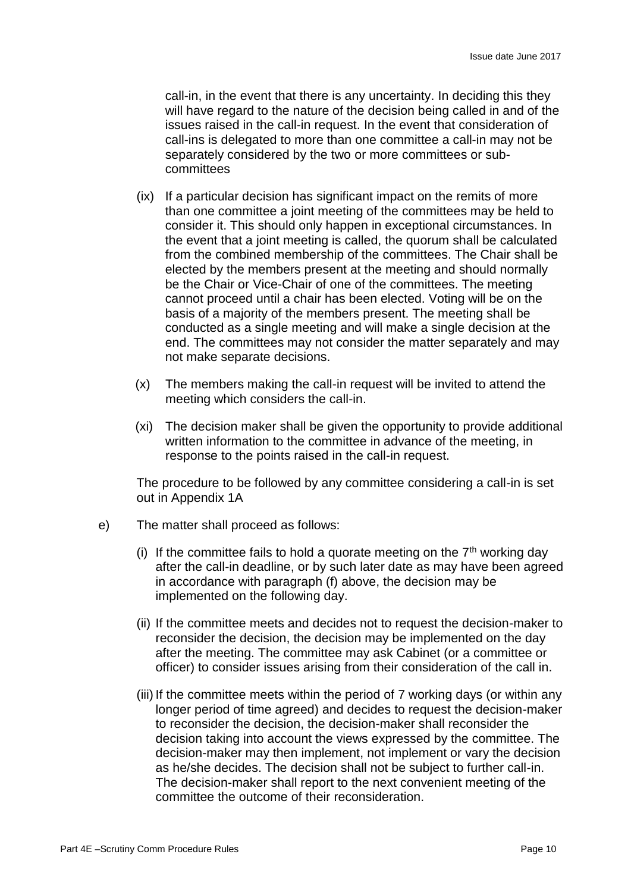call-in, in the event that there is any uncertainty. In deciding this they will have regard to the nature of the decision being called in and of the issues raised in the call-in request. In the event that consideration of call-ins is delegated to more than one committee a call-in may not be separately considered by the two or more committees or sub-committees

(ix) If a particular decision has significant impact on the remits of more than one committee a joint meeting of the committees may be held to consider it. This should only happen in exceptional circumstances. In the event that a joint meeting is called, the quorum shall be calculated from the combined membership of the committees. The Chair shall be elected by the members present at the meeting and should normally be the Chair or Vice-Chair of one of the committees. The meeting cannot proceed until a chair has been elected. Voting will be on the basis of a majority of the members present. The meeting shall be conducted as a single meeting and will make a single decision at the end. The committees may not consider the matter separately and may not make separate decisions.

(x) The members making the call-in request will be invited to attend the meeting which considers the call-in.

(xi) The decision maker shall be given the opportunity to provide additional written information to the committee in advance of the meeting, in response to the points raised in the call-in request.

The procedure to be followed by any committee considering a call-in is set out in Appendix 1A

e) The matter shall proceed as follows:

(i) If the committee fails to hold a quorate meeting on the 7th working day after the call-in deadline, or by such later date as may have been agreed in accordance with paragraph (f) above, the decision may be implemented on the following day.

(ii) If the committee meets and decides not to request the decision-maker to reconsider the decision, the decision may be implemented on the day after the meeting. The committee may ask Cabinet (or a committee or officer) to consider issues arising from their consideration of the call in.

(iii) If the committee meets within the period of 7 working days (or within any longer period of time agreed) and decides to request the decision-maker to reconsider the decision, the decision-maker shall reconsider the decision taking into account the views expressed by the committee. The decision-maker may then implement, not implement or vary the decision as he/she decides. The decision shall not be subject to further call-in. The decision-maker shall report to the next convenient meeting of the committee the outcome of their reconsideration.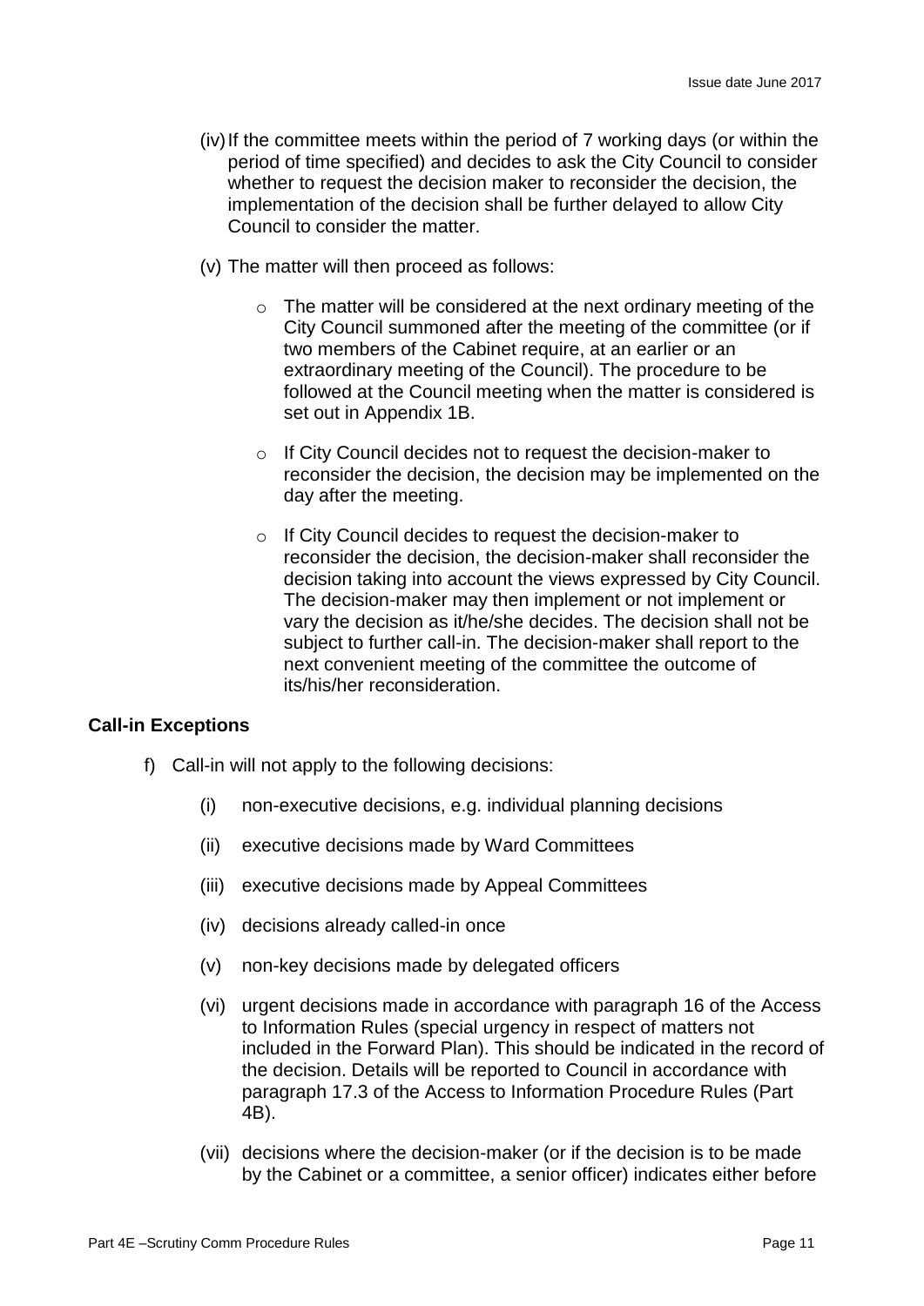(iv) If the committee meets within the period of 7 working days (or within the period of time specified) and decides to ask the City Council to consider whether to request the decision maker to reconsider the decision, the implementation of the decision shall be further delayed to allow City Council to consider the matter.

(v) The matter will then proceed as follows:

- The matter will be considered at the next ordinary meeting of the City Council summoned after the meeting of the committee (or if two members of the Cabinet require, at an earlier or an extraordinary meeting of the Council). The procedure to be followed at the Council meeting when the matter is considered is set out in Appendix 1B.
- If City Council decides not to request the decision-maker to reconsider the decision, the decision may be implemented on the day after the meeting.
- If City Council decides to request the decision-maker to reconsider the decision, the decision-maker shall reconsider the decision taking into account the views expressed by City Council. The decision-maker may then implement or not implement or vary the decision as it/he/she decides. The decision shall not be subject to further call-in. The decision-maker shall report to the next convenient meeting of the committee the outcome of its/his/her reconsideration.

**Call-in Exceptions**

f) Call-in will not apply to the following decisions:

(i) non-executive decisions, e.g. individual planning decisions

(ii) executive decisions made by Ward Committees

(iii) executive decisions made by Appeal Committees

(iv) decisions already called-in once

(v) non-key decisions made by delegated officers

(vi) urgent decisions made in accordance with paragraph 16 of the Access to Information Rules (special urgency in respect of matters not included in the Forward Plan). This should be indicated in the record of the decision. Details will be reported to Council in accordance with paragraph 17.3 of the Access to Information Procedure Rules (Part 4B).

(vii) decisions where the decision-maker (or if the decision is to be made by the Cabinet or a committee, a senior officer) indicates either before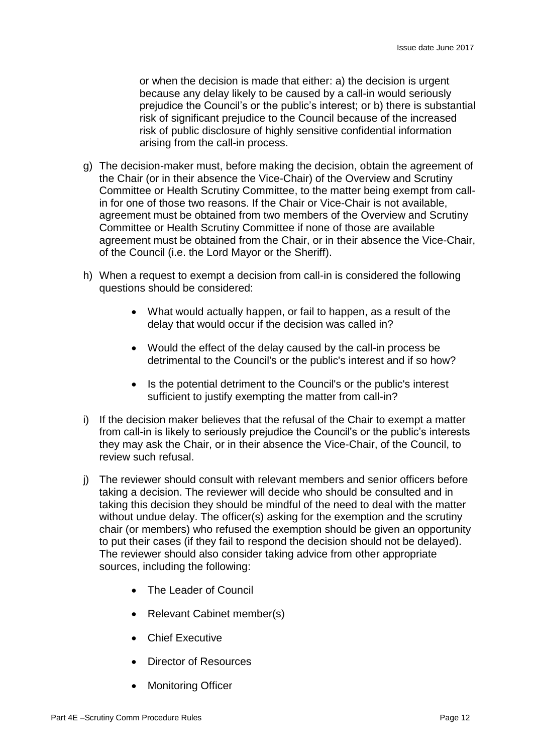or when the decision is made that either: a) the decision is urgent because any delay likely to be caused by a call-in would seriously prejudice the Council's or the public's interest; or b) there is substantial risk of significant prejudice to the Council because of the increased risk of public disclosure of highly sensitive confidential information arising from the call-in process.

g) The decision-maker must, before making the decision, obtain the agreement of the Chair (or in their absence the Vice-Chair) of the Overview and Scrutiny Committee or Health Scrutiny Committee, to the matter being exempt from call-in for one of those two reasons. If the Chair or Vice-Chair is not available, agreement must be obtained from two members of the Overview and Scrutiny Committee or Health Scrutiny Committee if none of those are available agreement must be obtained from the Chair, or in their absence the Vice-Chair, of the Council (i.e. the Lord Mayor or the Sheriff).

h) When a request to exempt a decision from call-in is considered the following questions should be considered:

   - What would actually happen, or fail to happen, as a result of the delay that would occur if the decision was called in?
   - Would the effect of the delay caused by the call-in process be detrimental to the Council's or the public's interest and if so how?
   - Is the potential detriment to the Council's or the public's interest sufficient to justify exempting the matter from call-in?

i) If the decision maker believes that the refusal of the Chair to exempt a matter from call-in is likely to seriously prejudice the Council's or the public's interests they may ask the Chair, or in their absence the Vice-Chair, of the Council, to review such refusal.

j) The reviewer should consult with relevant members and senior officers before taking a decision. The reviewer will decide who should be consulted and in taking this decision they should be mindful of the need to deal with the matter without undue delay. The officer(s) asking for the exemption and the scrutiny chair (or members) who refused the exemption should be given an opportunity to put their cases (if they fail to respond the decision should not be delayed). The reviewer should also consider taking advice from other appropriate sources, including the following:

   - The Leader of Council
   - Relevant Cabinet member(s)
   - Chief Executive
   - Director of Resources
   - Monitoring Officer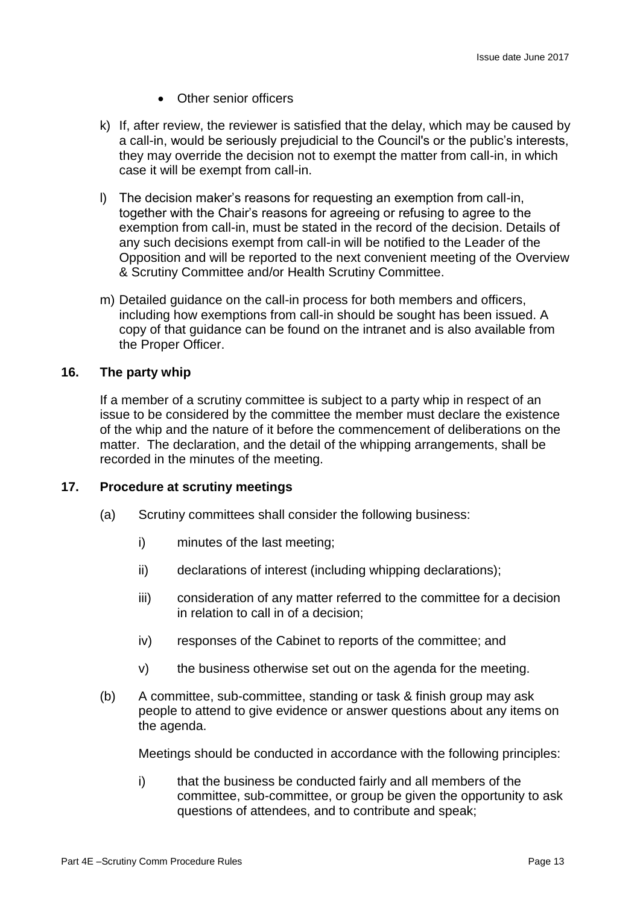- Other senior officers

k) If, after review, the reviewer is satisfied that the delay, which may be caused by a call-in, would be seriously prejudicial to the Council's or the public's interests, they may override the decision not to exempt the matter from call-in, in which case it will be exempt from call-in.

l) The decision maker's reasons for requesting an exemption from call-in, together with the Chair's reasons for agreeing or refusing to agree to the exemption from call-in, must be stated in the record of the decision. Details of any such decisions exempt from call-in will be notified to the Leader of the Opposition and will be reported to the next convenient meeting of the Overview & Scrutiny Committee and/or Health Scrutiny Committee.

m) Detailed guidance on the call-in process for both members and officers, including how exemptions from call-in should be sought has been issued. A copy of that guidance can be found on the intranet and is also available from the Proper Officer.

## 16. The party whip

If a member of a scrutiny committee is subject to a party whip in respect of an issue to be considered by the committee the member must declare the existence of the whip and the nature of it before the commencement of deliberations on the matter. The declaration, and the detail of the whipping arrangements, shall be recorded in the minutes of the meeting.

## 17. Procedure at scrutiny meetings

(a) Scrutiny committees shall consider the following business:

i) minutes of the last meeting;

ii) declarations of interest (including whipping declarations);

iii) consideration of any matter referred to the committee for a decision in relation to call in of a decision;

iv) responses of the Cabinet to reports of the committee; and

v) the business otherwise set out on the agenda for the meeting.

(b) A committee, sub-committee, standing or task & finish group may ask people to attend to give evidence or answer questions about any items on the agenda.

Meetings should be conducted in accordance with the following principles:

i) that the business be conducted fairly and all members of the committee, sub-committee, or group be given the opportunity to ask questions of attendees, and to contribute and speak;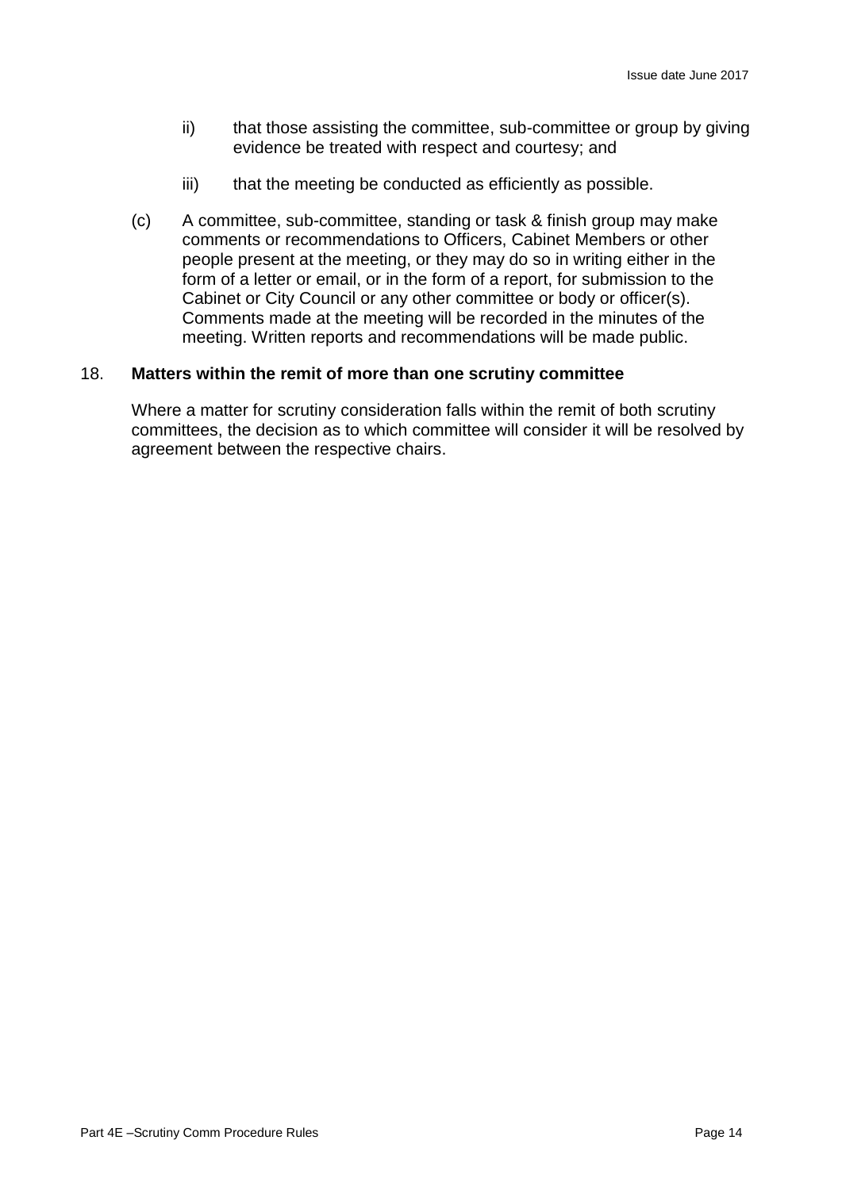ii) that those assisting the committee, sub-committee or group by giving evidence be treated with respect and courtesy; and

iii) that the meeting be conducted as efficiently as possible.

(c) A committee, sub-committee, standing or task & finish group may make comments or recommendations to Officers, Cabinet Members or other people present at the meeting, or they may do so in writing either in the form of a letter or email, or in the form of a report, for submission to the Cabinet or City Council or any other committee or body or officer(s). Comments made at the meeting will be recorded in the minutes of the meeting. Written reports and recommendations will be made public.

18. **Matters within the remit of more than one scrutiny committee**

Where a matter for scrutiny consideration falls within the remit of both scrutiny committees, the decision as to which committee will consider it will be resolved by agreement between the respective chairs.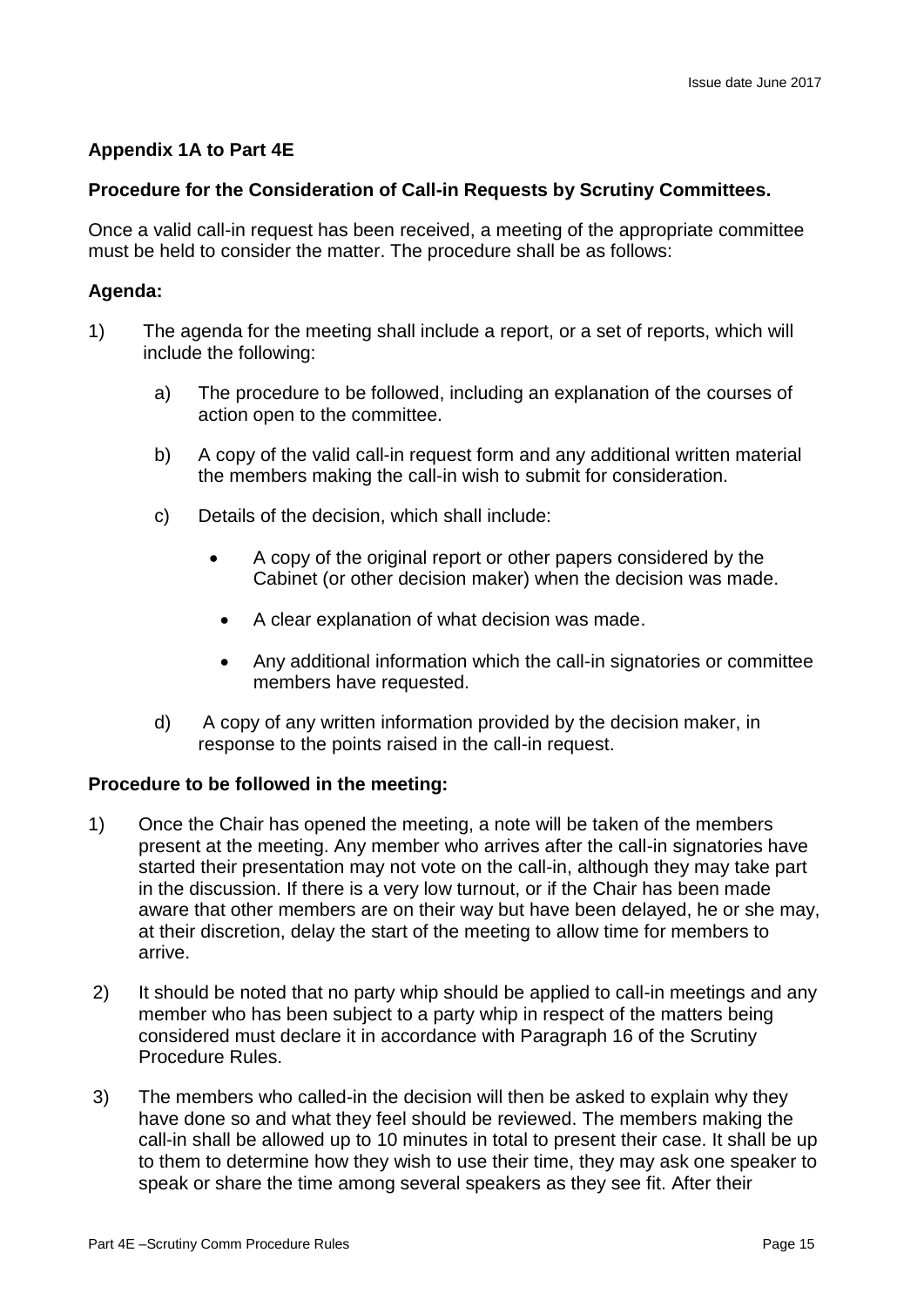## Appendix 1A to Part 4E

**Procedure for the Consideration of Call-in Requests by Scrutiny Committees.**

Once a valid call-in request has been received, a meeting of the appropriate committee must be held to consider the matter. The procedure shall be as follows:

**Agenda:**

1) The agenda for the meeting shall include a report, or a set of reports, which will include the following:

   a) The procedure to be followed, including an explanation of the courses of action open to the committee.

   b) A copy of the valid call-in request form and any additional written material the members making the call-in wish to submit for consideration.

   c) Details of the decision, which shall include:

      - A copy of the original report or other papers considered by the Cabinet (or other decision maker) when the decision was made.
      - A clear explanation of what decision was made.
      - Any additional information which the call-in signatories or committee members have requested.

   d) A copy of any written information provided by the decision maker, in response to the points raised in the call-in request.

**Procedure to be followed in the meeting:**

1) Once the Chair has opened the meeting, a note will be taken of the members present at the meeting. Any member who arrives after the call-in signatories have started their presentation may not vote on the call-in, although they may take part in the discussion. If there is a very low turnout, or if the Chair has been made aware that other members are on their way but have been delayed, he or she may, at their discretion, delay the start of the meeting to allow time for members to arrive.

2) It should be noted that no party whip should be applied to call-in meetings and any member who has been subject to a party whip in respect of the matters being considered must declare it in accordance with Paragraph 16 of the Scrutiny Procedure Rules.

3) The members who called-in the decision will then be asked to explain why they have done so and what they feel should be reviewed. The members making the call-in shall be allowed up to 10 minutes in total to present their case. It shall be up to them to determine how they wish to use their time, they may ask one speaker to speak or share the time among several speakers as they see fit. After their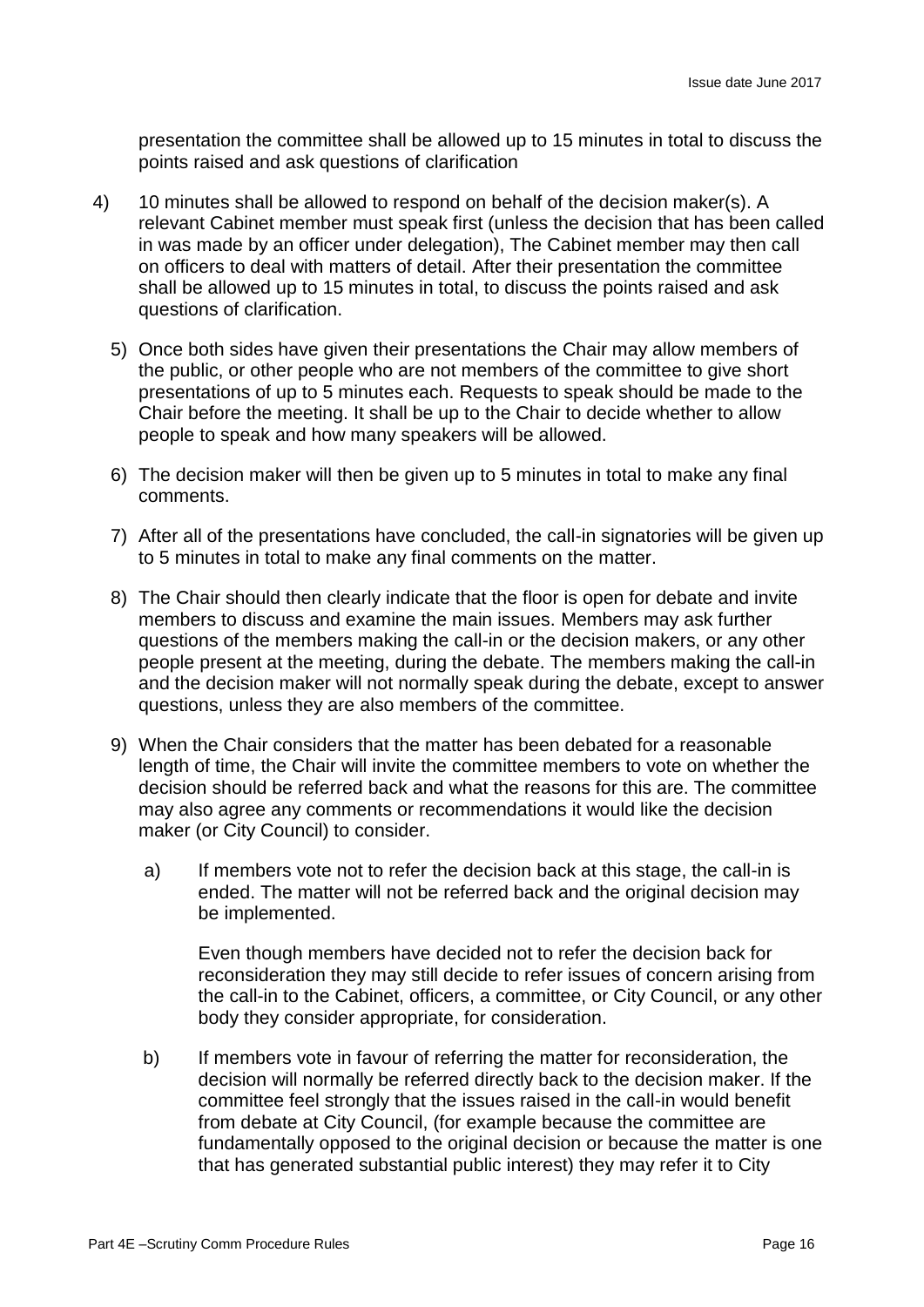presentation the committee shall be allowed up to 15 minutes in total to discuss the points raised and ask questions of clarification

4) 10 minutes shall be allowed to respond on behalf of the decision maker(s). A relevant Cabinet member must speak first (unless the decision that has been called in was made by an officer under delegation), The Cabinet member may then call on officers to deal with matters of detail. After their presentation the committee shall be allowed up to 15 minutes in total, to discuss the points raised and ask questions of clarification.

5) Once both sides have given their presentations the Chair may allow members of the public, or other people who are not members of the committee to give short presentations of up to 5 minutes each. Requests to speak should be made to the Chair before the meeting. It shall be up to the Chair to decide whether to allow people to speak and how many speakers will be allowed.

6) The decision maker will then be given up to 5 minutes in total to make any final comments.

7) After all of the presentations have concluded, the call-in signatories will be given up to 5 minutes in total to make any final comments on the matter.

8) The Chair should then clearly indicate that the floor is open for debate and invite members to discuss and examine the main issues. Members may ask further questions of the members making the call-in or the decision makers, or any other people present at the meeting, during the debate. The members making the call-in and the decision maker will not normally speak during the debate, except to answer questions, unless they are also members of the committee.

9) When the Chair considers that the matter has been debated for a reasonable length of time, the Chair will invite the committee members to vote on whether the decision should be referred back and what the reasons for this are. The committee may also agree any comments or recommendations it would like the decision maker (or City Council) to consider.

   a) If members vote not to refer the decision back at this stage, the call-in is ended. The matter will not be referred back and the original decision may be implemented.

      Even though members have decided not to refer the decision back for reconsideration they may still decide to refer issues of concern arising from the call-in to the Cabinet, officers, a committee, or City Council, or any other body they consider appropriate, for consideration.

   b) If members vote in favour of referring the matter for reconsideration, the decision will normally be referred directly back to the decision maker. If the committee feel strongly that the issues raised in the call-in would benefit from debate at City Council, (for example because the committee are fundamentally opposed to the original decision or because the matter is one that has generated substantial public interest) they may refer it to City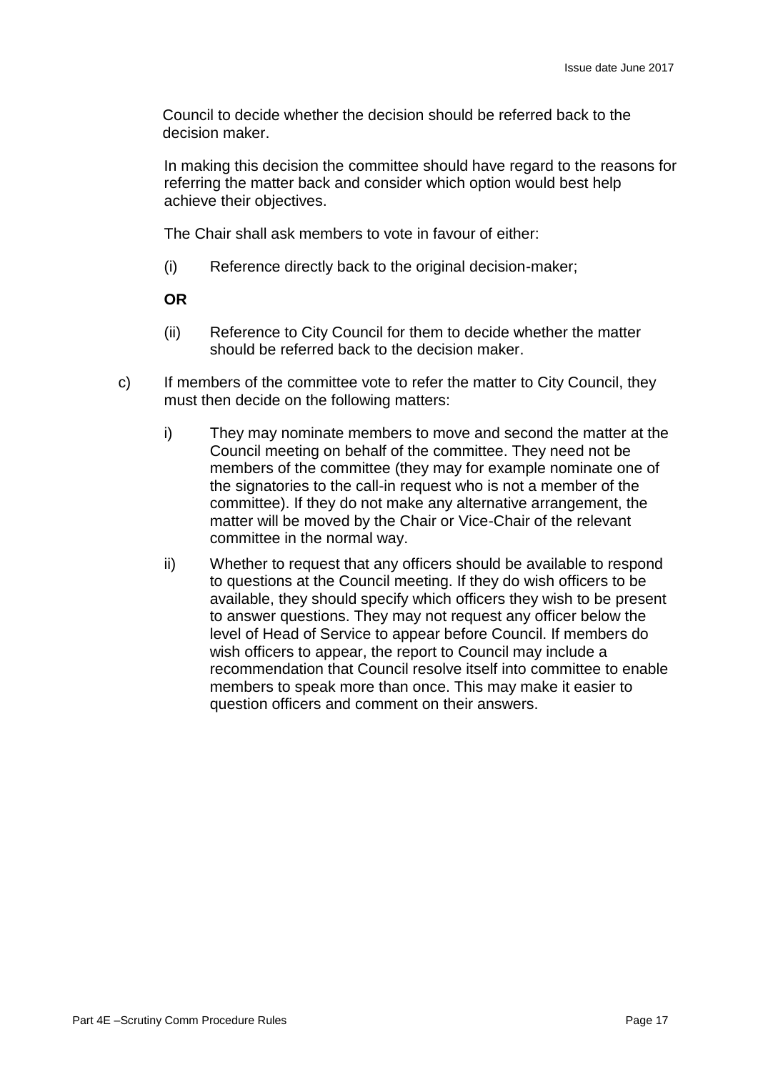Council to decide whether the decision should be referred back to the decision maker.

In making this decision the committee should have regard to the reasons for referring the matter back and consider which option would best help achieve their objectives.

The Chair shall ask members to vote in favour of either:

(i) Reference directly back to the original decision-maker;

**OR**

(ii) Reference to City Council for them to decide whether the matter should be referred back to the decision maker.

c) If members of the committee vote to refer the matter to City Council, they must then decide on the following matters:

   i) They may nominate members to move and second the matter at the Council meeting on behalf of the committee. They need not be members of the committee (they may for example nominate one of the signatories to the call-in request who is not a member of the committee). If they do not make any alternative arrangement, the matter will be moved by the Chair or Vice-Chair of the relevant committee in the normal way.

   ii) Whether to request that any officers should be available to respond to questions at the Council meeting. If they do wish officers to be available, they should specify which officers they wish to be present to answer questions. They may not request any officer below the level of Head of Service to appear before Council. If members do wish officers to appear, the report to Council may include a recommendation that Council resolve itself into committee to enable members to speak more than once. This may make it easier to question officers and comment on their answers.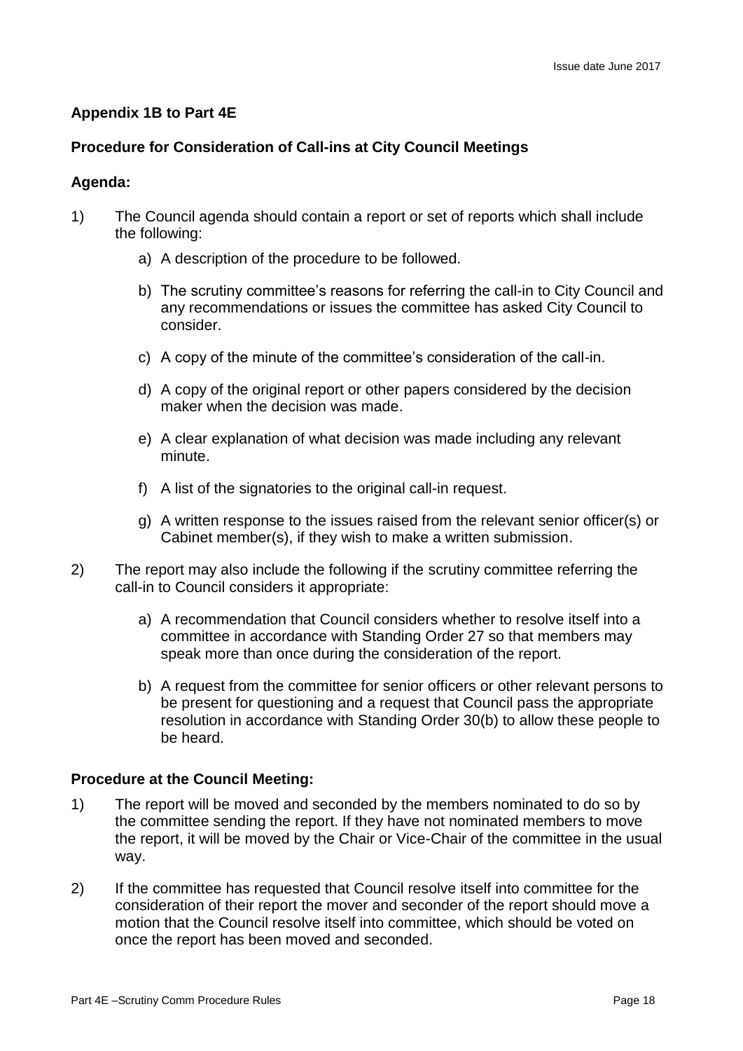**Appendix 1B to Part 4E**

**Procedure for Consideration of Call-ins at City Council Meetings**

**Agenda:**

1) The Council agenda should contain a report or set of reports which shall include the following:

   a) A description of the procedure to be followed.

   b) The scrutiny committee's reasons for referring the call-in to City Council and any recommendations or issues the committee has asked City Council to consider.

   c) A copy of the minute of the committee's consideration of the call-in.

   d) A copy of the original report or other papers considered by the decision maker when the decision was made.

   e) A clear explanation of what decision was made including any relevant minute.

   f) A list of the signatories to the original call-in request.

   g) A written response to the issues raised from the relevant senior officer(s) or Cabinet member(s), if they wish to make a written submission.

2) The report may also include the following if the scrutiny committee referring the call-in to Council considers it appropriate:

   a) A recommendation that Council considers whether to resolve itself into a committee in accordance with Standing Order 27 so that members may speak more than once during the consideration of the report.

   b) A request from the committee for senior officers or other relevant persons to be present for questioning and a request that Council pass the appropriate resolution in accordance with Standing Order 30(b) to allow these people to be heard.

**Procedure at the Council Meeting:**

1) The report will be moved and seconded by the members nominated to do so by the committee sending the report. If they have not nominated members to move the report, it will be moved by the Chair or Vice-Chair of the committee in the usual way.

2) If the committee has requested that Council resolve itself into committee for the consideration of their report the mover and seconder of the report should move a motion that the Council resolve itself into committee, which should be voted on once the report has been moved and seconded.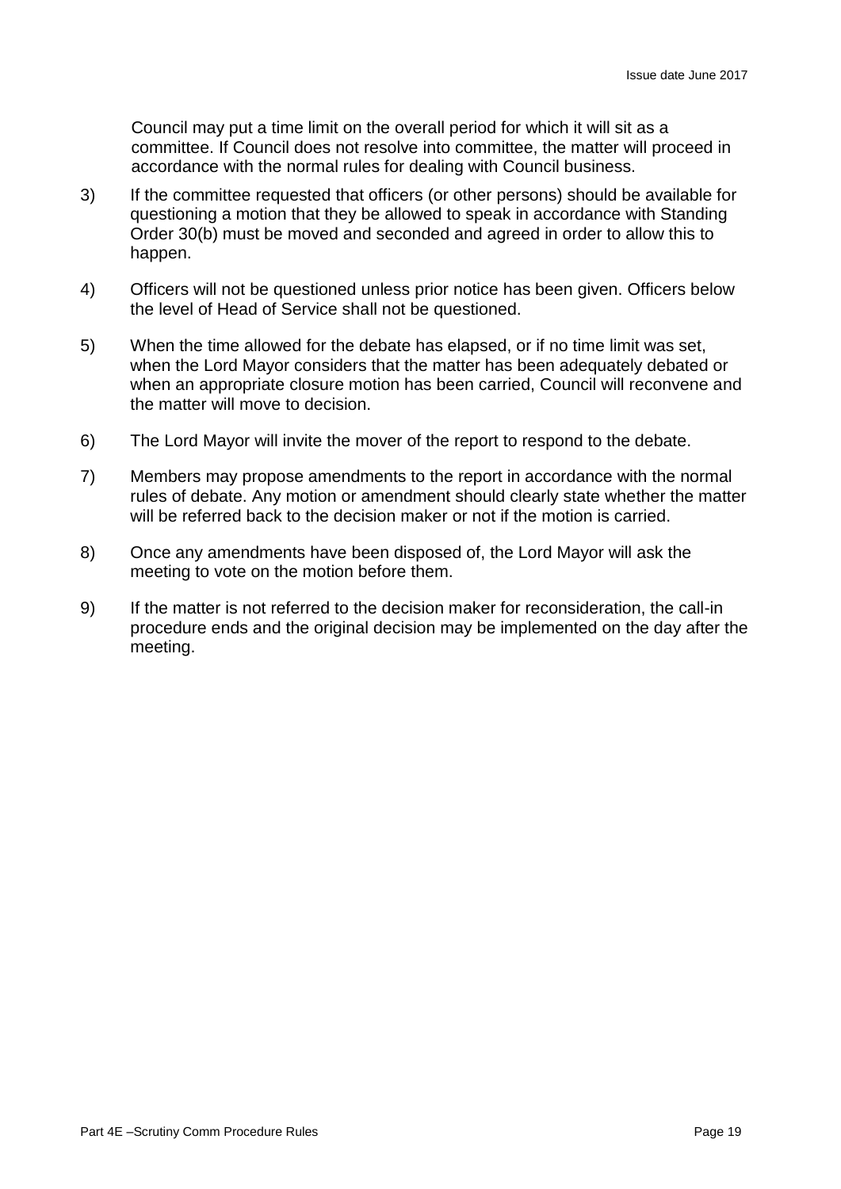Council may put a time limit on the overall period for which it will sit as a committee. If Council does not resolve into committee, the matter will proceed in accordance with the normal rules for dealing with Council business.

3) If the committee requested that officers (or other persons) should be available for questioning a motion that they be allowed to speak in accordance with Standing Order 30(b) must be moved and seconded and agreed in order to allow this to happen.

4) Officers will not be questioned unless prior notice has been given. Officers below the level of Head of Service shall not be questioned.

5) When the time allowed for the debate has elapsed, or if no time limit was set, when the Lord Mayor considers that the matter has been adequately debated or when an appropriate closure motion has been carried, Council will reconvene and the matter will move to decision.

6) The Lord Mayor will invite the mover of the report to respond to the debate.

7) Members may propose amendments to the report in accordance with the normal rules of debate. Any motion or amendment should clearly state whether the matter will be referred back to the decision maker or not if the motion is carried.

8) Once any amendments have been disposed of, the Lord Mayor will ask the meeting to vote on the motion before them.

9) If the matter is not referred to the decision maker for reconsideration, the call-in procedure ends and the original decision may be implemented on the day after the meeting.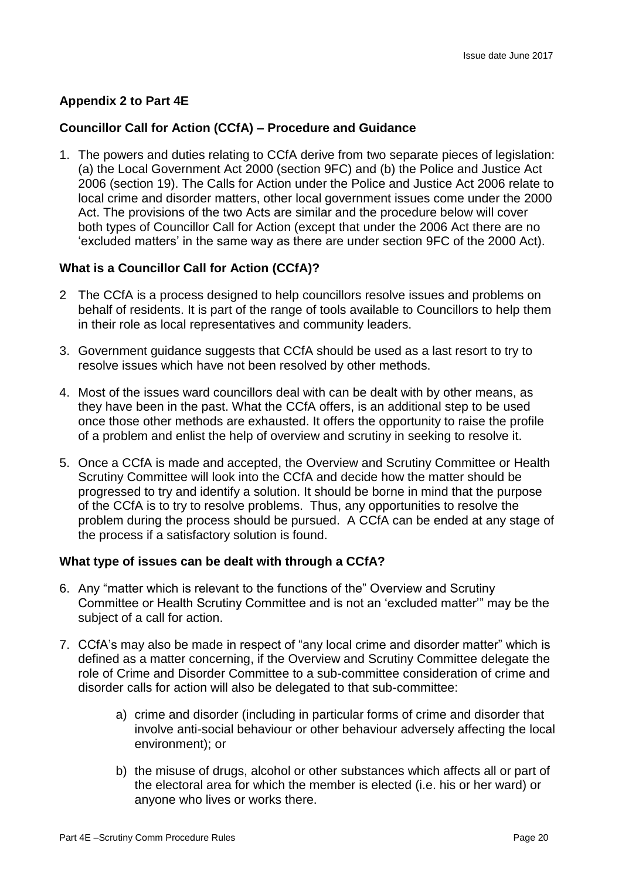**Appendix 2 to Part 4E**

**Councillor Call for Action (CCfA) – Procedure and Guidance**

1. The powers and duties relating to CCfA derive from two separate pieces of legislation: (a) the Local Government Act 2000 (section 9FC) and (b) the Police and Justice Act 2006 (section 19). The Calls for Action under the Police and Justice Act 2006 relate to local crime and disorder matters, other local government issues come under the 2000 Act. The provisions of the two Acts are similar and the procedure below will cover both types of Councillor Call for Action (except that under the 2006 Act there are no 'excluded matters' in the same way as there are under section 9FC of the 2000 Act).

**What is a Councillor Call for Action (CCfA)?**

2. The CCfA is a process designed to help councillors resolve issues and problems on behalf of residents. It is part of the range of tools available to Councillors to help them in their role as local representatives and community leaders.

3. Government guidance suggests that CCfA should be used as a last resort to try to resolve issues which have not been resolved by other methods.

4. Most of the issues ward councillors deal with can be dealt with by other means, as they have been in the past. What the CCfA offers, is an additional step to be used once those other methods are exhausted. It offers the opportunity to raise the profile of a problem and enlist the help of overview and scrutiny in seeking to resolve it.

5. Once a CCfA is made and accepted, the Overview and Scrutiny Committee or Health Scrutiny Committee will look into the CCfA and decide how the matter should be progressed to try and identify a solution. It should be borne in mind that the purpose of the CCfA is to try to resolve problems. Thus, any opportunities to resolve the problem during the process should be pursued. A CCfA can be ended at any stage of the process if a satisfactory solution is found.

**What type of issues can be dealt with through a CCfA?**

6. Any "matter which is relevant to the functions of the" Overview and Scrutiny Committee or Health Scrutiny Committee and is not an 'excluded matter'" may be the subject of a call for action.

7. CCfA's may also be made in respect of "any local crime and disorder matter" which is defined as a matter concerning, if the Overview and Scrutiny Committee delegate the role of Crime and Disorder Committee to a sub-committee consideration of crime and disorder calls for action will also be delegated to that sub-committee:

   a) crime and disorder (including in particular forms of crime and disorder that involve anti-social behaviour or other behaviour adversely affecting the local environment); or

   b) the misuse of drugs, alcohol or other substances which affects all or part of the electoral area for which the member is elected (i.e. his or her ward) or anyone who lives or works there.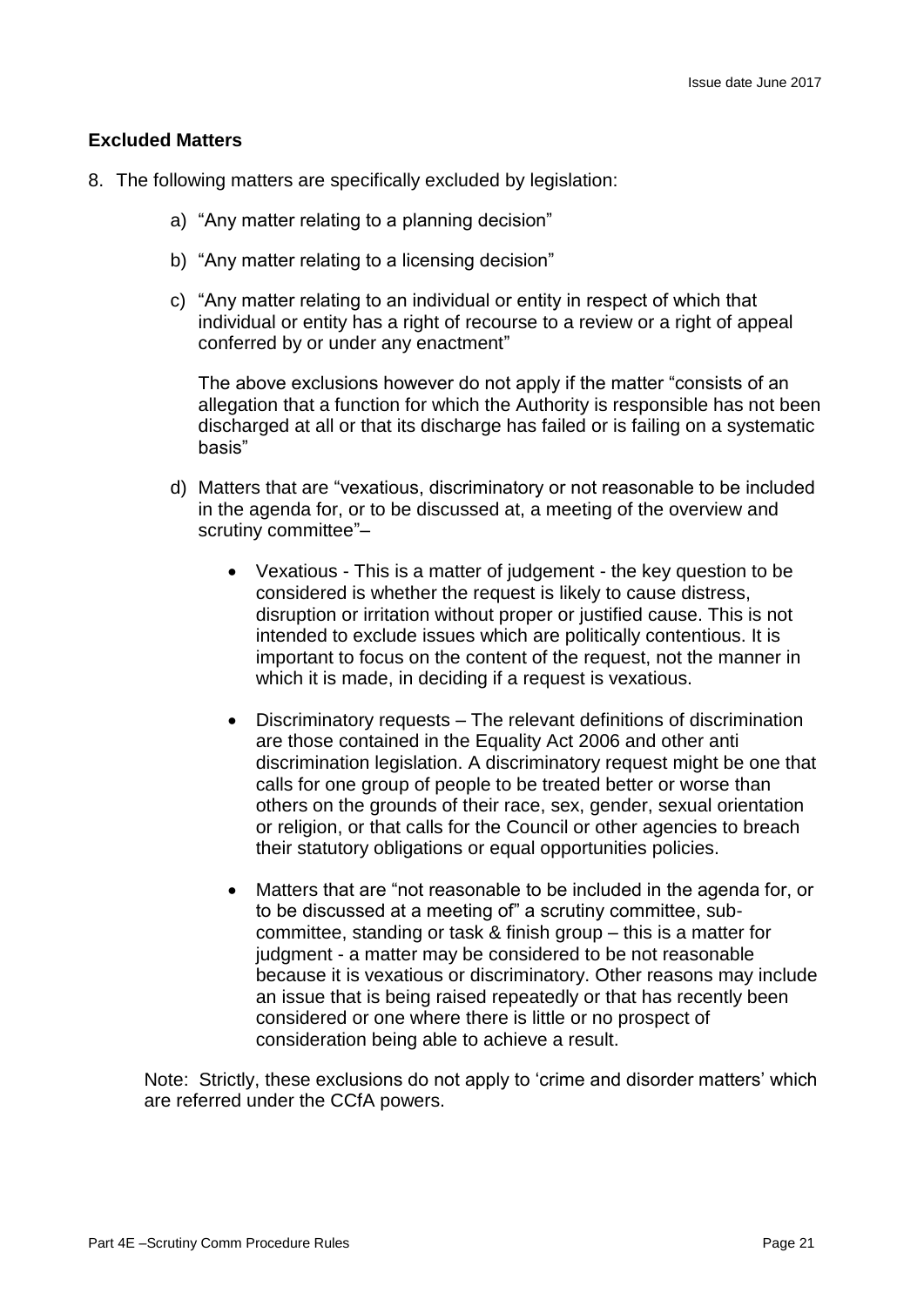### Excluded Matters

8. The following matters are specifically excluded by legislation:

   a) "Any matter relating to a planning decision"

   b) "Any matter relating to a licensing decision"

   c) "Any matter relating to an individual or entity in respect of which that individual or entity has a right of recourse to a review or a right of appeal conferred by or under any enactment"

   The above exclusions however do not apply if the matter "consists of an allegation that a function for which the Authority is responsible has not been discharged at all or that its discharge has failed or is failing on a systematic basis"

   d) Matters that are "vexatious, discriminatory or not reasonable to be included in the agenda for, or to be discussed at, a meeting of the overview and scrutiny committee"–

   - Vexatious - This is a matter of judgement - the key question to be considered is whether the request is likely to cause distress, disruption or irritation without proper or justified cause. This is not intended to exclude issues which are politically contentious. It is important to focus on the content of the request, not the manner in which it is made, in deciding if a request is vexatious.

   - Discriminatory requests – The relevant definitions of discrimination are those contained in the Equality Act 2006 and other anti discrimination legislation. A discriminatory request might be one that calls for one group of people to be treated better or worse than others on the grounds of their race, sex, gender, sexual orientation or religion, or that calls for the Council or other agencies to breach their statutory obligations or equal opportunities policies.

   - Matters that are "not reasonable to be included in the agenda for, or to be discussed at a meeting of" a scrutiny committee, sub-committee, standing or task & finish group – this is a matter for judgment - a matter may be considered to be not reasonable because it is vexatious or discriminatory. Other reasons may include an issue that is being raised repeatedly or that has recently been considered or one where there is little or no prospect of consideration being able to achieve a result.

Note: Strictly, these exclusions do not apply to 'crime and disorder matters' which are referred under the CCfA powers.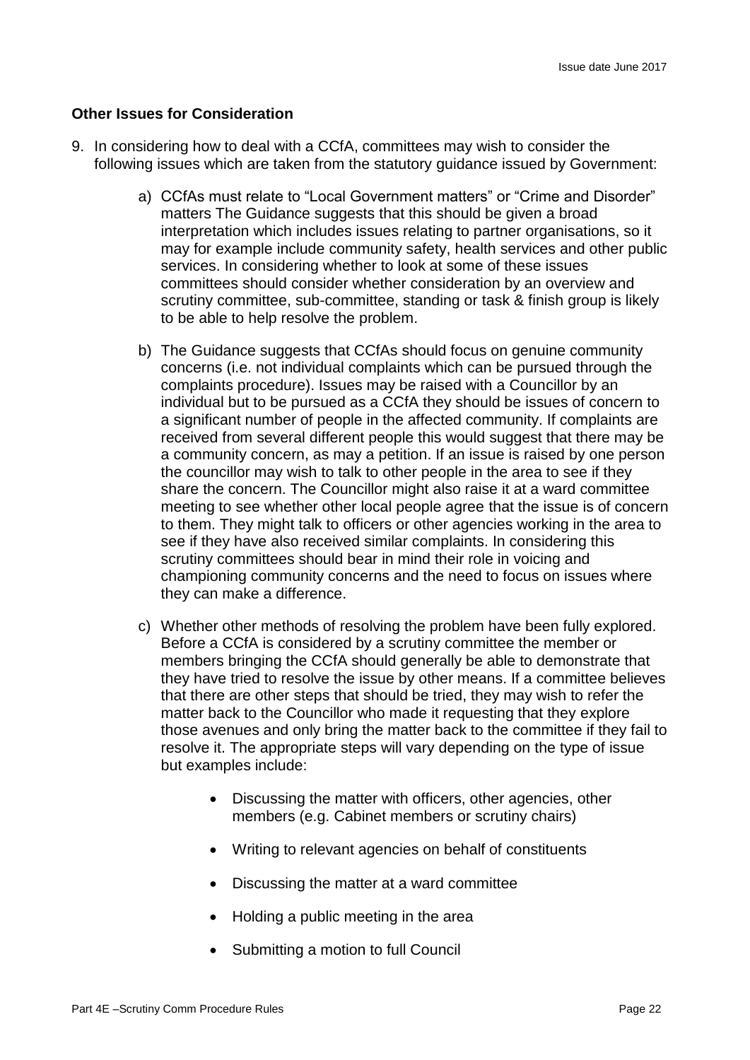### Other Issues for Consideration

9. In considering how to deal with a CCfA, committees may wish to consider the following issues which are taken from the statutory guidance issued by Government:

   a) CCfAs must relate to "Local Government matters" or "Crime and Disorder" matters The Guidance suggests that this should be given a broad interpretation which includes issues relating to partner organisations, so it may for example include community safety, health services and other public services. In considering whether to look at some of these issues committees should consider whether consideration by an overview and scrutiny committee, sub-committee, standing or task & finish group is likely to be able to help resolve the problem.

   b) The Guidance suggests that CCfAs should focus on genuine community concerns (i.e. not individual complaints which can be pursued through the complaints procedure). Issues may be raised with a Councillor by an individual but to be pursued as a CCfA they should be issues of concern to a significant number of people in the affected community. If complaints are received from several different people this would suggest that there may be a community concern, as may a petition. If an issue is raised by one person the councillor may wish to talk to other people in the area to see if they share the concern. The Councillor might also raise it at a ward committee meeting to see whether other local people agree that the issue is of concern to them. They might talk to officers or other agencies working in the area to see if they have also received similar complaints. In considering this scrutiny committees should bear in mind their role in voicing and championing community concerns and the need to focus on issues where they can make a difference.

   c) Whether other methods of resolving the problem have been fully explored. Before a CCfA is considered by a scrutiny committee the member or members bringing the CCfA should generally be able to demonstrate that they have tried to resolve the issue by other means. If a committee believes that there are other steps that should be tried, they may wish to refer the matter back to the Councillor who made it requesting that they explore those avenues and only bring the matter back to the committee if they fail to resolve it. The appropriate steps will vary depending on the type of issue but examples include:

      - Discussing the matter with officers, other agencies, other members (e.g. Cabinet members or scrutiny chairs)
      - Writing to relevant agencies on behalf of constituents
      - Discussing the matter at a ward committee
      - Holding a public meeting in the area
      - Submitting a motion to full Council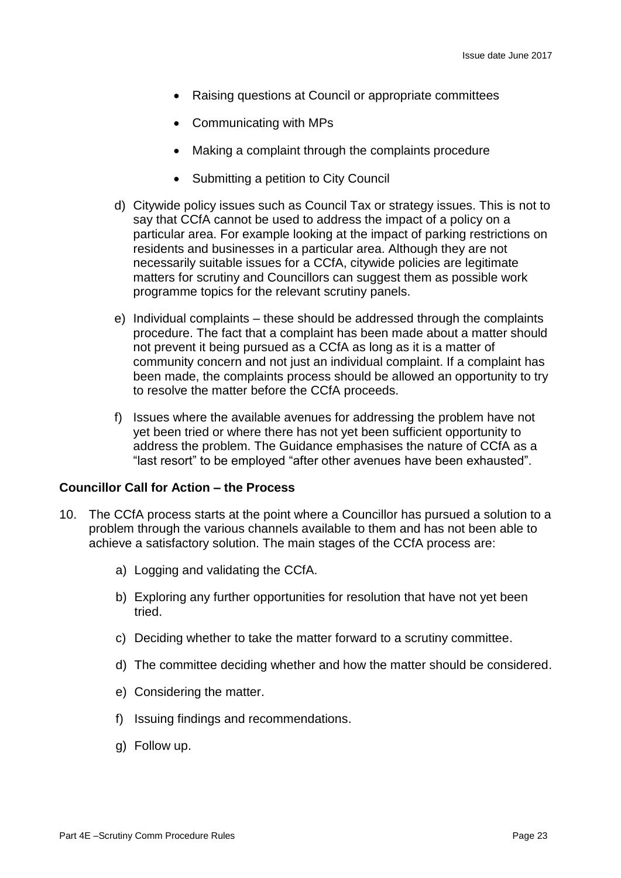- Raising questions at Council or appropriate committees
- Communicating with MPs
- Making a complaint through the complaints procedure
- Submitting a petition to City Council

d) Citywide policy issues such as Council Tax or strategy issues. This is not to say that CCfA cannot be used to address the impact of a policy on a particular area. For example looking at the impact of parking restrictions on residents and businesses in a particular area. Although they are not necessarily suitable issues for a CCfA, citywide policies are legitimate matters for scrutiny and Councillors can suggest them as possible work programme topics for the relevant scrutiny panels.

e) Individual complaints – these should be addressed through the complaints procedure. The fact that a complaint has been made about a matter should not prevent it being pursued as a CCfA as long as it is a matter of community concern and not just an individual complaint. If a complaint has been made, the complaints process should be allowed an opportunity to try to resolve the matter before the CCfA proceeds.

f) Issues where the available avenues for addressing the problem have not yet been tried or where there has not yet been sufficient opportunity to address the problem. The Guidance emphasises the nature of CCfA as a "last resort" to be employed "after other avenues have been exhausted".

**Councillor Call for Action – the Process**

10. The CCfA process starts at the point where a Councillor has pursued a solution to a problem through the various channels available to them and has not been able to achieve a satisfactory solution. The main stages of the CCfA process are:

    a) Logging and validating the CCfA.

    b) Exploring any further opportunities for resolution that have not yet been tried.

    c) Deciding whether to take the matter forward to a scrutiny committee.

    d) The committee deciding whether and how the matter should be considered.

    e) Considering the matter.

    f) Issuing findings and recommendations.

    g) Follow up.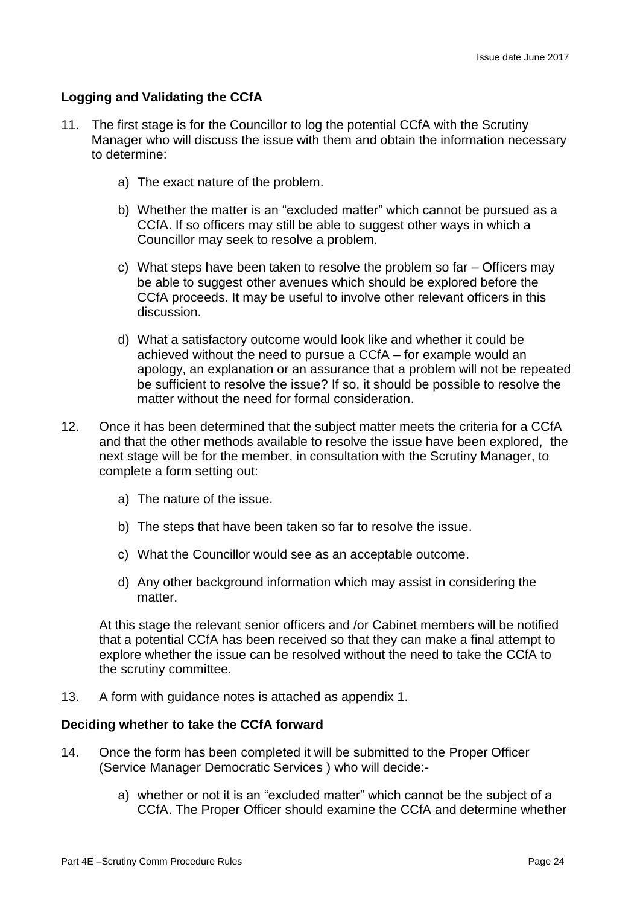**Logging and Validating the CCfA**

11. The first stage is for the Councillor to log the potential CCfA with the Scrutiny Manager who will discuss the issue with them and obtain the information necessary to determine:

    a) The exact nature of the problem.

    b) Whether the matter is an "excluded matter" which cannot be pursued as a CCfA. If so officers may still be able to suggest other ways in which a Councillor may seek to resolve a problem.

    c) What steps have been taken to resolve the problem so far – Officers may be able to suggest other avenues which should be explored before the CCfA proceeds. It may be useful to involve other relevant officers in this discussion.

    d) What a satisfactory outcome would look like and whether it could be achieved without the need to pursue a CCfA – for example would an apology, an explanation or an assurance that a problem will not be repeated be sufficient to resolve the issue? If so, it should be possible to resolve the matter without the need for formal consideration.

12. Once it has been determined that the subject matter meets the criteria for a CCfA and that the other methods available to resolve the issue have been explored, the next stage will be for the member, in consultation with the Scrutiny Manager, to complete a form setting out:

    a) The nature of the issue.

    b) The steps that have been taken so far to resolve the issue.

    c) What the Councillor would see as an acceptable outcome.

    d) Any other background information which may assist in considering the matter.

    At this stage the relevant senior officers and /or Cabinet members will be notified that a potential CCfA has been received so that they can make a final attempt to explore whether the issue can be resolved without the need to take the CCfA to the scrutiny committee.

13. A form with guidance notes is attached as appendix 1.

**Deciding whether to take the CCfA forward**

14. Once the form has been completed it will be submitted to the Proper Officer (Service Manager Democratic Services ) who will decide:-

    a) whether or not it is an "excluded matter" which cannot be the subject of a CCfA. The Proper Officer should examine the CCfA and determine whether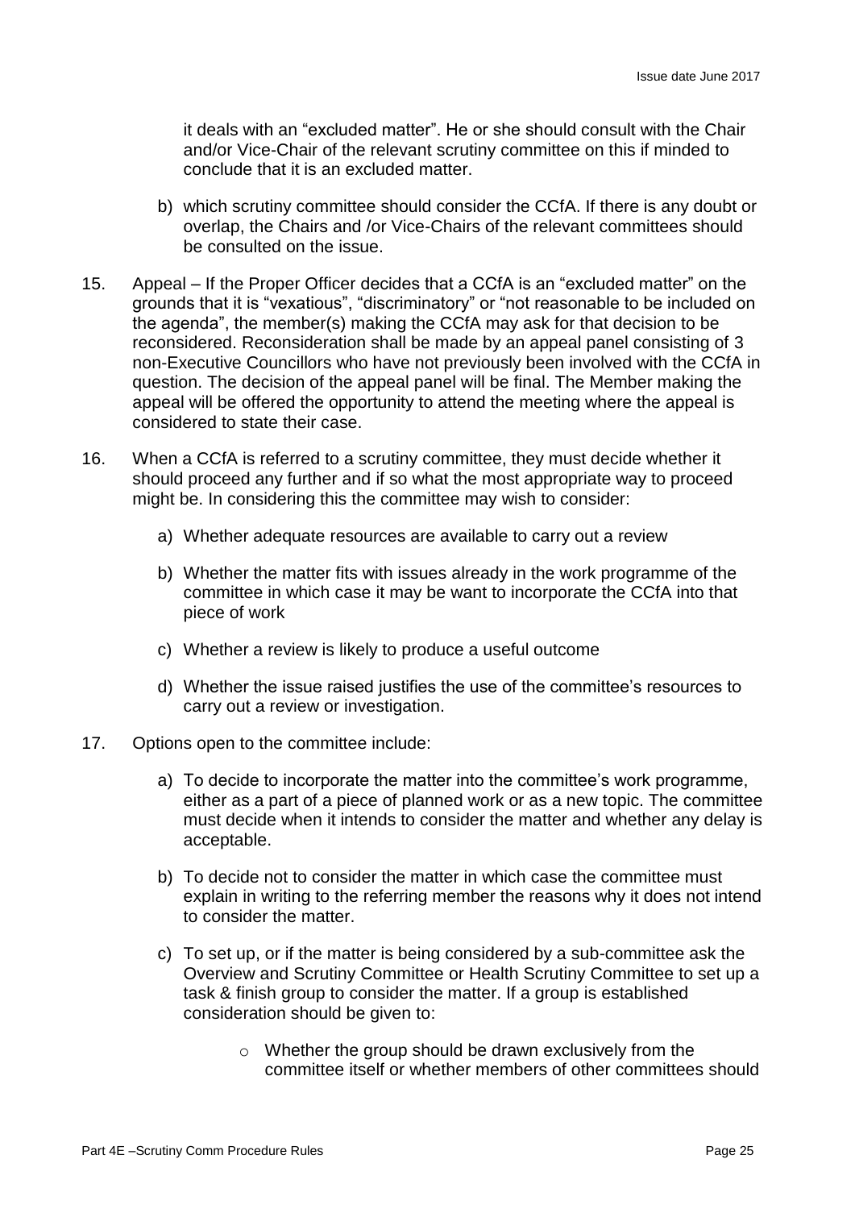it deals with an "excluded matter". He or she should consult with the Chair and/or Vice-Chair of the relevant scrutiny committee on this if minded to conclude that it is an excluded matter.

b) which scrutiny committee should consider the CCfA. If there is any doubt or overlap, the Chairs and /or Vice-Chairs of the relevant committees should be consulted on the issue.

15. Appeal – If the Proper Officer decides that a CCfA is an "excluded matter" on the grounds that it is "vexatious", "discriminatory" or "not reasonable to be included on the agenda", the member(s) making the CCfA may ask for that decision to be reconsidered. Reconsideration shall be made by an appeal panel consisting of 3 non-Executive Councillors who have not previously been involved with the CCfA in question. The decision of the appeal panel will be final. The Member making the appeal will be offered the opportunity to attend the meeting where the appeal is considered to state their case.

16. When a CCfA is referred to a scrutiny committee, they must decide whether it should proceed any further and if so what the most appropriate way to proceed might be. In considering this the committee may wish to consider:

    a) Whether adequate resources are available to carry out a review

    b) Whether the matter fits with issues already in the work programme of the committee in which case it may be want to incorporate the CCfA into that piece of work

    c) Whether a review is likely to produce a useful outcome

    d) Whether the issue raised justifies the use of the committee's resources to carry out a review or investigation.

17. Options open to the committee include:

    a) To decide to incorporate the matter into the committee's work programme, either as a part of a piece of planned work or as a new topic. The committee must decide when it intends to consider the matter and whether any delay is acceptable.

    b) To decide not to consider the matter in which case the committee must explain in writing to the referring member the reasons why it does not intend to consider the matter.

    c) To set up, or if the matter is being considered by a sub-committee ask the Overview and Scrutiny Committee or Health Scrutiny Committee to set up a task & finish group to consider the matter. If a group is established consideration should be given to:

        - Whether the group should be drawn exclusively from the committee itself or whether members of other committees should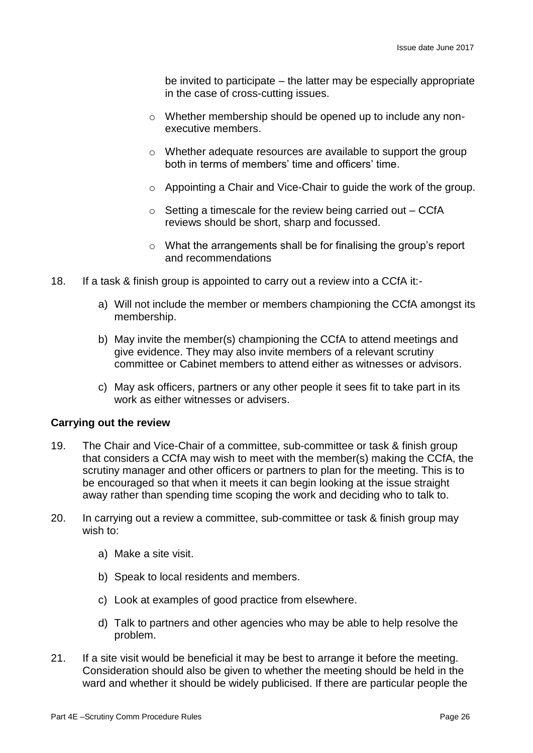be invited to participate – the latter may be especially appropriate in the case of cross-cutting issues.

- Whether membership should be opened up to include any non-executive members.
- Whether adequate resources are available to support the group both in terms of members' time and officers' time.
- Appointing a Chair and Vice-Chair to guide the work of the group.
- Setting a timescale for the review being carried out – CCfA reviews should be short, sharp and focussed.
- What the arrangements shall be for finalising the group's report and recommendations

18. If a task & finish group is appointed to carry out a review into a CCfA it:-

    a) Will not include the member or members championing the CCfA amongst its membership.

    b) May invite the member(s) championing the CCfA to attend meetings and give evidence. They may also invite members of a relevant scrutiny committee or Cabinet members to attend either as witnesses or advisors.

    c) May ask officers, partners or any other people it sees fit to take part in its work as either witnesses or advisers.

**Carrying out the review**

19. The Chair and Vice-Chair of a committee, sub-committee or task & finish group that considers a CCfA may wish to meet with the member(s) making the CCfA, the scrutiny manager and other officers or partners to plan for the meeting. This is to be encouraged so that when it meets it can begin looking at the issue straight away rather than spending time scoping the work and deciding who to talk to.

20. In carrying out a review a committee, sub-committee or task & finish group may wish to:

    a) Make a site visit.

    b) Speak to local residents and members.

    c) Look at examples of good practice from elsewhere.

    d) Talk to partners and other agencies who may be able to help resolve the problem.

21. If a site visit would be beneficial it may be best to arrange it before the meeting. Consideration should also be given to whether the meeting should be held in the ward and whether it should be widely publicised. If there are particular people the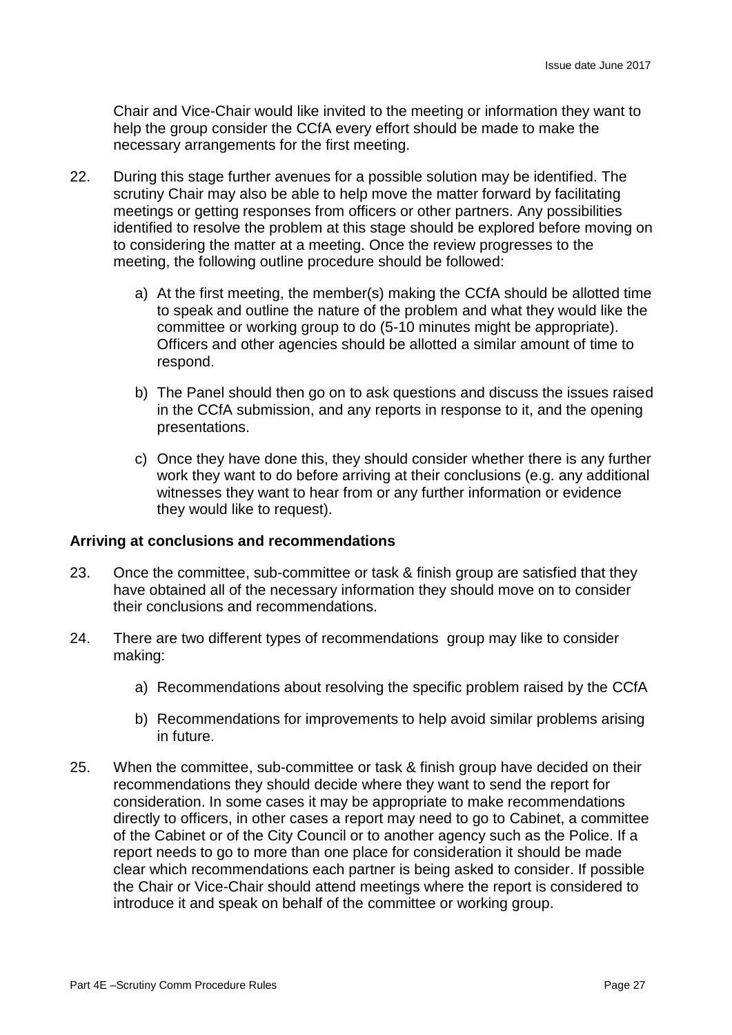Chair and Vice-Chair would like invited to the meeting or information they want to help the group consider the CCfA every effort should be made to make the necessary arrangements for the first meeting.

22. During this stage further avenues for a possible solution may be identified. The scrutiny Chair may also be able to help move the matter forward by facilitating meetings or getting responses from officers or other partners. Any possibilities identified to resolve the problem at this stage should be explored before moving on to considering the matter at a meeting. Once the review progresses to the meeting, the following outline procedure should be followed:

    a) At the first meeting, the member(s) making the CCfA should be allotted time to speak and outline the nature of the problem and what they would like the committee or working group to do (5-10 minutes might be appropriate). Officers and other agencies should be allotted a similar amount of time to respond.

    b) The Panel should then go on to ask questions and discuss the issues raised in the CCfA submission, and any reports in response to it, and the opening presentations.

    c) Once they have done this, they should consider whether there is any further work they want to do before arriving at their conclusions (e.g. any additional witnesses they want to hear from or any further information or evidence they would like to request).

**Arriving at conclusions and recommendations**

23. Once the committee, sub-committee or task & finish group are satisfied that they have obtained all of the necessary information they should move on to consider their conclusions and recommendations.

24. There are two different types of recommendations group may like to consider making:

    a) Recommendations about resolving the specific problem raised by the CCfA

    b) Recommendations for improvements to help avoid similar problems arising in future.

25. When the committee, sub-committee or task & finish group have decided on their recommendations they should decide where they want to send the report for consideration. In some cases it may be appropriate to make recommendations directly to officers, in other cases a report may need to go to Cabinet, a committee of the Cabinet or of the City Council or to another agency such as the Police. If a report needs to go to more than one place for consideration it should be made clear which recommendations each partner is being asked to consider. If possible the Chair or Vice-Chair should attend meetings where the report is considered to introduce it and speak on behalf of the committee or working group.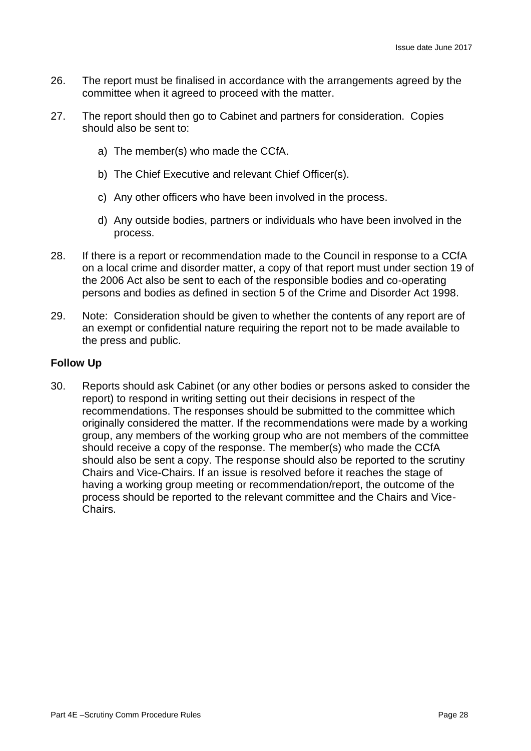26. The report must be finalised in accordance with the arrangements agreed by the committee when it agreed to proceed with the matter.

27. The report should then go to Cabinet and partners for consideration. Copies should also be sent to:

    a) The member(s) who made the CCfA.

    b) The Chief Executive and relevant Chief Officer(s).

    c) Any other officers who have been involved in the process.

    d) Any outside bodies, partners or individuals who have been involved in the process.

28. If there is a report or recommendation made to the Council in response to a CCfA on a local crime and disorder matter, a copy of that report must under section 19 of the 2006 Act also be sent to each of the responsible bodies and co-operating persons and bodies as defined in section 5 of the Crime and Disorder Act 1998.

29. Note: Consideration should be given to whether the contents of any report are of an exempt or confidential nature requiring the report not to be made available to the press and public.

**Follow Up**

30. Reports should ask Cabinet (or any other bodies or persons asked to consider the report) to respond in writing setting out their decisions in respect of the recommendations. The responses should be submitted to the committee which originally considered the matter. If the recommendations were made by a working group, any members of the working group who are not members of the committee should receive a copy of the response. The member(s) who made the CCfA should also be sent a copy. The response should also be reported to the scrutiny Chairs and Vice-Chairs. If an issue is resolved before it reaches the stage of having a working group meeting or recommendation/report, the outcome of the process should be reported to the relevant committee and the Chairs and Vice-Chairs.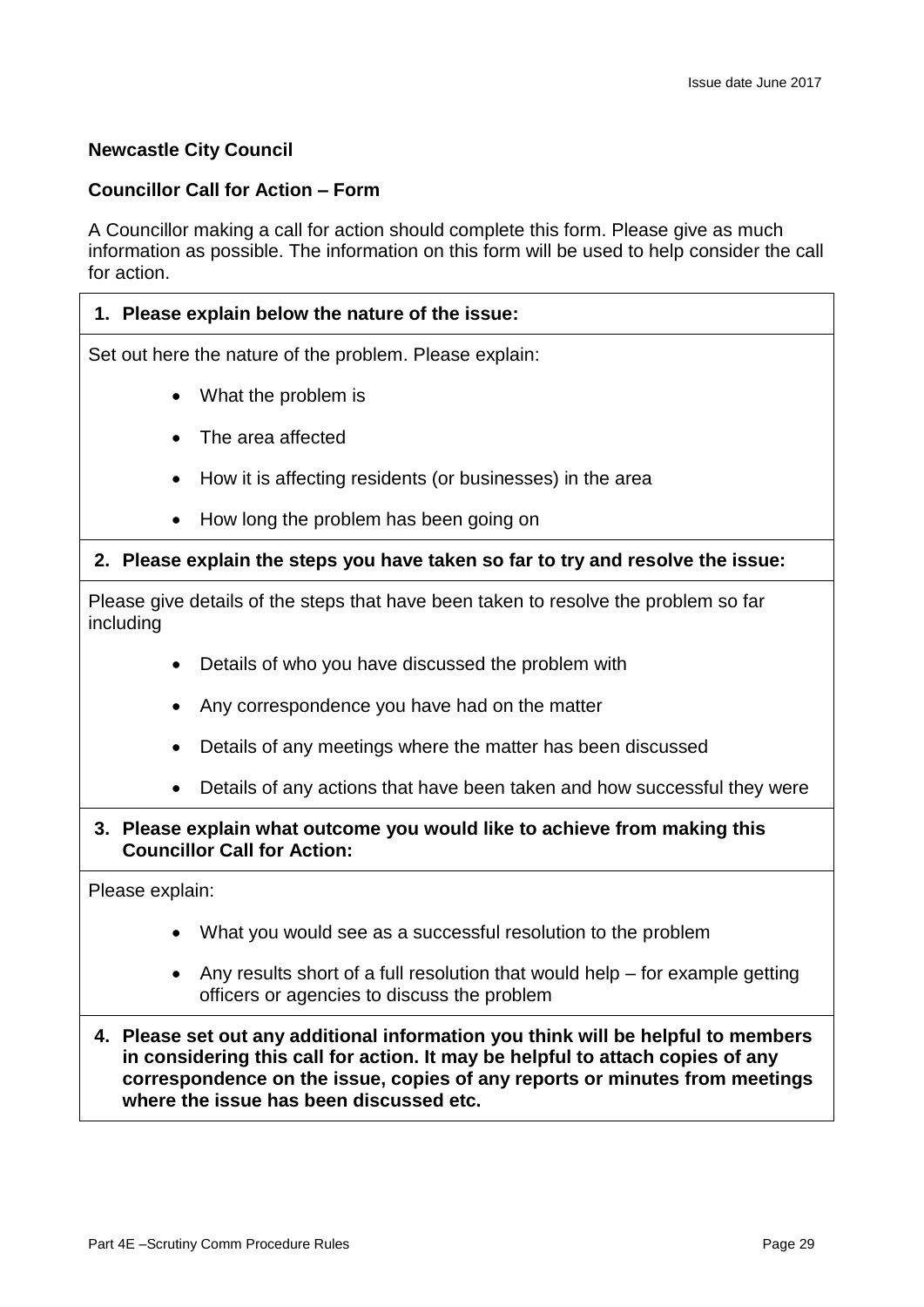**Newcastle City Council**

**Councillor Call for Action – Form**

A Councillor making a call for action should complete this form. Please give as much information as possible. The information on this form will be used to help consider the call for action.

**1. Please explain below the nature of the issue:**

Set out here the nature of the problem. Please explain:

- What the problem is
- The area affected
- How it is affecting residents (or businesses) in the area
- How long the problem has been going on

**2. Please explain the steps you have taken so far to try and resolve the issue:**

Please give details of the steps that have been taken to resolve the problem so far including

- Details of who you have discussed the problem with
- Any correspondence you have had on the matter
- Details of any meetings where the matter has been discussed
- Details of any actions that have been taken and how successful they were

**3. Please explain what outcome you would like to achieve from making this Councillor Call for Action:**

Please explain:

- What you would see as a successful resolution to the problem
- Any results short of a full resolution that would help – for example getting officers or agencies to discuss the problem

**4. Please set out any additional information you think will be helpful to members in considering this call for action. It may be helpful to attach copies of any correspondence on the issue, copies of any reports or minutes from meetings where the issue has been discussed etc.**